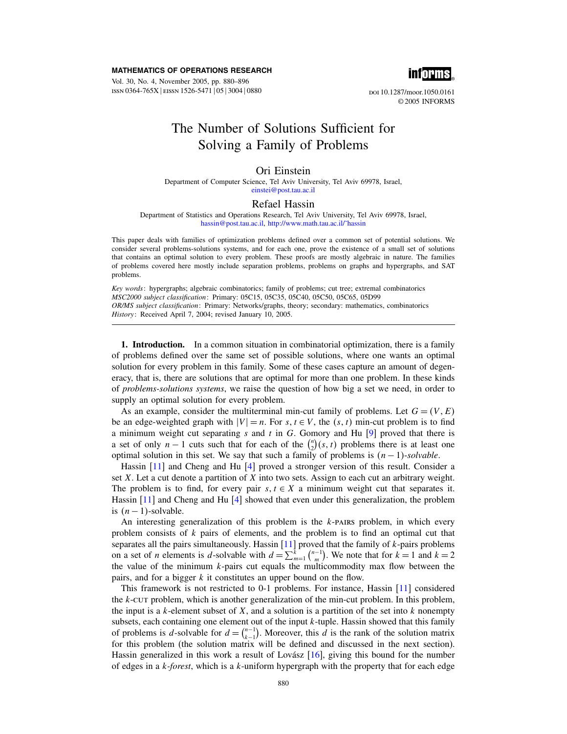# The Number of Solutions Sufficient for Solving a Family of Problems

**Ori Einstein**

Department of Computer Science, Tel Aviv University, Tel Aviv 69978, Israel,
einstei@post.tau.ac.il

**Refael Hassin**

Department of Statistics and Operations Research, Tel Aviv University, Tel Aviv 69978, Israel,
hassin@post.tau.ac.il, http://www.math.tau.ac.il/~hassin

This paper deals with families of optimization problems defined over a common set of potential solutions. We consider several problems-solutions systems, and for each one, prove the existence of a small set of solutions that contains an optimal solution to every problem. These proofs are mostly algebraic in nature. The families of problems covered here mostly include separation problems, problems on graphs and hypergraphs, and SAT problems.

*Key words*: hypergraphs; algebraic combinatorics; family of problems; cut tree; extremal combinatorics
*MSC2000 subject classification*: Primary: 05C15, 05C35, 05C40, 05C50, 05C65, 05D99
*OR/MS subject classification*: Primary: Networks/graphs, theory; secondary: mathematics, combinatorics
*History*: Received April 7, 2004; revised January 10, 2005.

**1. Introduction.** In a common situation in combinatorial optimization, there is a family of problems defined over the same set of possible solutions, where one wants an optimal solution for every problem in this family. Some of these cases capture an amount of degeneracy, that is, there are solutions that are optimal for more than one problem. In these kinds of *problems-solutions systems*, we raise the question of how big a set we need, in order to supply an optimal solution for every problem.

As an example, consider the multiterminal min-cut family of problems. Let $G = (V, E)$ be an edge-weighted graph with $|V| = n$. For $s, t \in V$, the $(s, t)$ min-cut problem is to find a minimum weight cut separating $s$ and $t$ in $G$. Gomory and Hu [9] proved that there is a set of only $n - 1$ cuts such that for each of the $\binom{n}{2}(s, t)$ problems there is at least one optimal solution in this set. We say that such a family of problems is $(n-1)$-*solvable*.

Hassin [11] and Cheng and Hu [4] proved a stronger version of this result. Consider a set $X$. Let a cut denote a partition of $X$ into two sets. Assign to each cut an arbitrary weight. The problem is to find, for every pair $s, t \in X$ a minimum weight cut that separates it. Hassin [11] and Cheng and Hu [4] showed that even under this generalization, the problem is $(n-1)$-solvable.

An interesting generalization of this problem is the $k$-PAIRS problem, in which every problem consists of $k$ pairs of elements, and the problem is to find an optimal cut that separates all the pairs simultaneously. Hassin [11] proved that the family of $k$-pairs problems on a set of $n$ elements is $d$-solvable with $d = \sum_{m=1}^{k} \binom{n-1}{m}$. We note that for $k = 1$ and $k = 2$ the value of the minimum $k$-pairs cut equals the multicommodity max flow between the pairs, and for a bigger $k$ it constitutes an upper bound on the flow.

This framework is not restricted to 0-1 problems. For instance, Hassin [11] considered the $k$-CUT problem, which is another generalization of the min-cut problem. In this problem, the input is a $k$-element subset of $X$, and a solution is a partition of the set into $k$ nonempty subsets, each containing one element out of the input $k$-tuple. Hassin showed that this family of problems is $d$-solvable for $d = \binom{n-1}{k-1}$. Moreover, this $d$ is the rank of the solution matrix for this problem (the solution matrix will be defined and discussed in the next section). Hassin generalized in this work a result of Lovász [16], giving this bound for the number of edges in a $k$-*forest*, which is a $k$-uniform hypergraph with the property that for each edge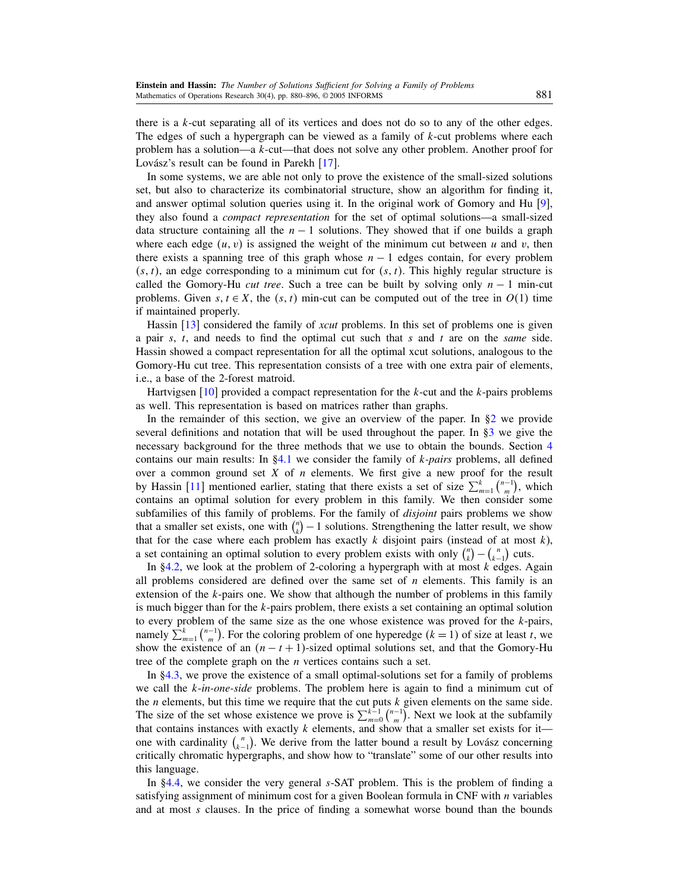there is a $k$-cut separating all of its vertices and does not do so to any of the other edges. The edges of such a hypergraph can be viewed as a family of $k$-cut problems where each problem has a solution—a $k$-cut—that does not solve any other problem. Another proof for Lovász's result can be found in Parekh [17].

In some systems, we are able not only to prove the existence of the small-sized solutions set, but also to characterize its combinatorial structure, show an algorithm for finding it, and answer optimal solution queries using it. In the original work of Gomory and Hu [9], they also found a *compact representation* for the set of optimal solutions—a small-sized data structure containing all the $n-1$ solutions. They showed that if one builds a graph where each edge $(u, v)$ is assigned the weight of the minimum cut between $u$ and $v$, then there exists a spanning tree of this graph whose $n-1$ edges contain, for every problem $(s, t)$, an edge corresponding to a minimum cut for $(s, t)$. This highly regular structure is called the Gomory-Hu *cut tree*. Such a tree can be built by solving only $n-1$ min-cut problems. Given $s, t \in X$, the $(s, t)$ min-cut can be computed out of the tree in $O(1)$ time if maintained properly.

Hassin [13] considered the family of *xcut* problems. In this set of problems one is given a pair $s$, $t$, and needs to find the optimal cut such that $s$ and $t$ are on the *same* side. Hassin showed a compact representation for all the optimal xcut solutions, analogous to the Gomory-Hu cut tree. This representation consists of a tree with one extra pair of elements, i.e., a base of the 2-forest matroid.

Hartvigsen [10] provided a compact representation for the $k$-cut and the $k$-pairs problems as well. This representation is based on matrices rather than graphs.

In the remainder of this section, we give an overview of the paper. In §2 we provide several definitions and notation that will be used throughout the paper. In §3 we give the necessary background for the three methods that we use to obtain the bounds. Section 4 contains our main results: In §4.1 we consider the family of *k-pairs* problems, all defined over a common ground set $X$ of $n$ elements. We first give a new proof for the result by Hassin [11] mentioned earlier, stating that there exists a set of size $\sum_{m=1}^{k}\binom{n-1}{m}$, which contains an optimal solution for every problem in this family. We then consider some subfamilies of this family of problems. For the family of *disjoint* pairs problems we show that a smaller set exists, one with $\binom{n}{k}-1$ solutions. Strengthening the latter result, we show that for the case where each problem has exactly $k$ disjoint pairs (instead of at most $k$), a set containing an optimal solution to every problem exists with only $\binom{n}{k}-\binom{n}{k-1}$ cuts.

In §4.2, we look at the problem of 2-coloring a hypergraph with at most $k$ edges. Again all problems considered are defined over the same set of $n$ elements. This family is an extension of the $k$-pairs one. We show that although the number of problems in this family is much bigger than for the $k$-pairs problem, there exists a set containing an optimal solution to every problem of the same size as the one whose existence was proved for the $k$-pairs, namely $\sum_{m=1}^{k}\binom{n-1}{m}$. For the coloring problem of one hyperedge ($k=1$) of size at least $t$, we show the existence of an $(n-t+1)$-sized optimal solutions set, and that the Gomory-Hu tree of the complete graph on the $n$ vertices contains such a set.

In §4.3, we prove the existence of a small optimal-solutions set for a family of problems we call the *k-in-one-side* problems. The problem here is again to find a minimum cut of the $n$ elements, but this time we require that the cut puts $k$ given elements on the same side. The size of the set whose existence we prove is $\sum_{m=0}^{k-1}\binom{n-1}{m}$. Next we look at the subfamily that contains instances with exactly $k$ elements, and show that a smaller set exists for it—one with cardinality $\binom{n}{k-1}$. We derive from the latter bound a result by Lovász concerning critically chromatic hypergraphs, and show how to "translate" some of our other results into this language.

In §4.4, we consider the very general $s$-SAT problem. This is the problem of finding a satisfying assignment of minimum cost for a given Boolean formula in CNF with $n$ variables and at most $s$ clauses. In the price of finding a somewhat worse bound than the bounds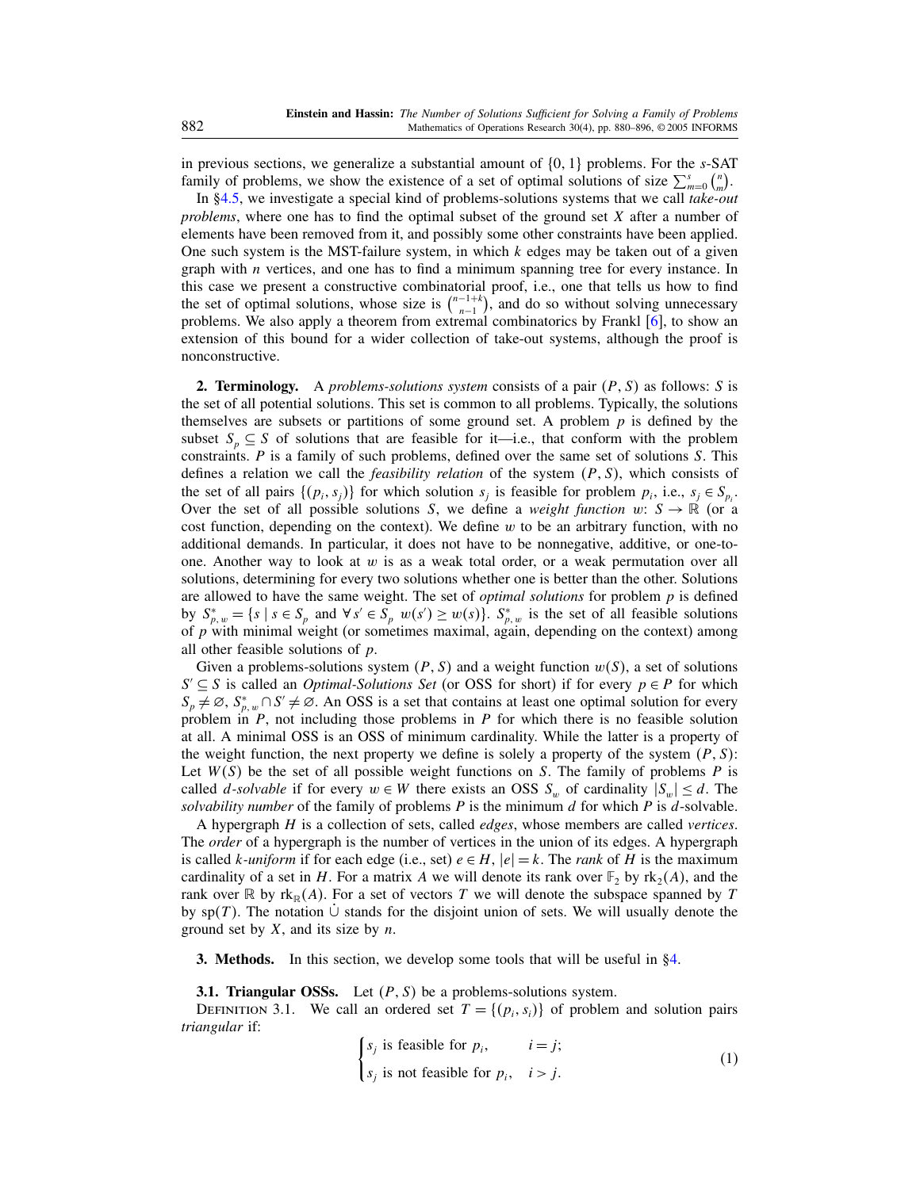in previous sections, we generalize a substantial amount of $\{0, 1\}$ problems. For the $s$-SAT family of problems, we show the existence of a set of optimal solutions of size $\sum_{m=0}^{s}\binom{n}{m}$.

In §4.5, we investigate a special kind of problems-solutions systems that we call *take-out problems*, where one has to find the optimal subset of the ground set $X$ after a number of elements have been removed from it, and possibly some other constraints have been applied. One such system is the MST-failure system, in which $k$ edges may be taken out of a given graph with $n$ vertices, and one has to find a minimum spanning tree for every instance. In this case we present a constructive combinatorial proof, i.e., one that tells us how to find the set of optimal solutions, whose size is $\binom{n-1+k}{n-1}$, and do so without solving unnecessary problems. We also apply a theorem from extremal combinatorics by Frankl [6], to show an extension of this bound for a wider collection of take-out systems, although the proof is nonconstructive.

**2. Terminology.** A *problems-solutions system* consists of a pair $(P, S)$ as follows: $S$ is the set of all potential solutions. This set is common to all problems. Typically, the solutions themselves are subsets or partitions of some ground set. A problem $p$ is defined by the subset $S_p \subseteq S$ of solutions that are feasible for it—i.e., that conform with the problem constraints. $P$ is a family of such problems, defined over the same set of solutions $S$. This defines a relation we call the *feasibility relation* of the system $(P, S)$, which consists of the set of all pairs $\{(p_i, s_j)\}$ for which solution $s_j$ is feasible for problem $p_i$, i.e., $s_j \in S_{p_i}$. Over the set of all possible solutions $S$, we define a *weight function* $w: S \to \mathbb{R}$ (or a cost function, depending on the context). We define $w$ to be an arbitrary function, with no additional demands. In particular, it does not have to be nonnegative, additive, or one-to-one. Another way to look at $w$ is as a weak total order, or a weak permutation over all solutions, determining for every two solutions whether one is better than the other. Solutions are allowed to have the same weight. The set of *optimal solutions* for problem $p$ is defined by $S^*_{p,w} = \{s \mid s \in S_p \text{ and } \forall s' \in S_p \; w(s') \geq w(s)\}$. $S^*_{p,w}$ is the set of all feasible solutions of $p$ with minimal weight (or sometimes maximal, again, depending on the context) among all other feasible solutions of $p$.

Given a problems-solutions system $(P, S)$ and a weight function $w(S)$, a set of solutions $S' \subseteq S$ is called an *Optimal-Solutions Set* (or OSS for short) if for every $p \in P$ for which $S_p \neq \varnothing$, $S^*_{p,w} \cap S' \neq \varnothing$. An OSS is a set that contains at least one optimal solution for every problem in $P$, not including those problems in $P$ for which there is no feasible solution at all. A minimal OSS is an OSS of minimum cardinality. While the latter is a property of the weight function, the next property we define is solely a property of the system $(P, S)$: Let $W(S)$ be the set of all possible weight functions on $S$. The family of problems $P$ is called *$d$-solvable* if for every $w \in W$ there exists an OSS $S_w$ of cardinality $|S_w| \leq d$. The *solvability number* of the family of problems $P$ is the minimum $d$ for which $P$ is $d$-solvable.

A hypergraph $H$ is a collection of sets, called *edges*, whose members are called *vertices*. The *order* of a hypergraph is the number of vertices in the union of its edges. A hypergraph is called *$k$-uniform* if for each edge (i.e., set) $e \in H$, $|e| = k$. The *rank* of $H$ is the maximum cardinality of a set in $H$. For a matrix $A$ we will denote its rank over $\mathbb{F}_2$ by $\mathrm{rk}_2(A)$, and the rank over $\mathbb{R}$ by $\mathrm{rk}_{\mathbb{R}}(A)$. For a set of vectors $T$ we will denote the subspace spanned by $T$ by $\mathrm{sp}(T)$. The notation $\dot\cup$ stands for the disjoint union of sets. We will usually denote the ground set by $X$, and its size by $n$.

**3. Methods.** In this section, we develop some tools that will be useful in §4.

**3.1. Triangular OSSs.** Let $(P, S)$ be a problems-solutions system.

Definition 3.1. We call an ordered set $T = \{(p_i, s_i)\}$ of problem and solution pairs *triangular* if:

$$\begin{cases} s_j \text{ is feasible for } p_i, & i = j; \\ s_j \text{ is not feasible for } p_i, & i > j. \end{cases} \tag{1}$$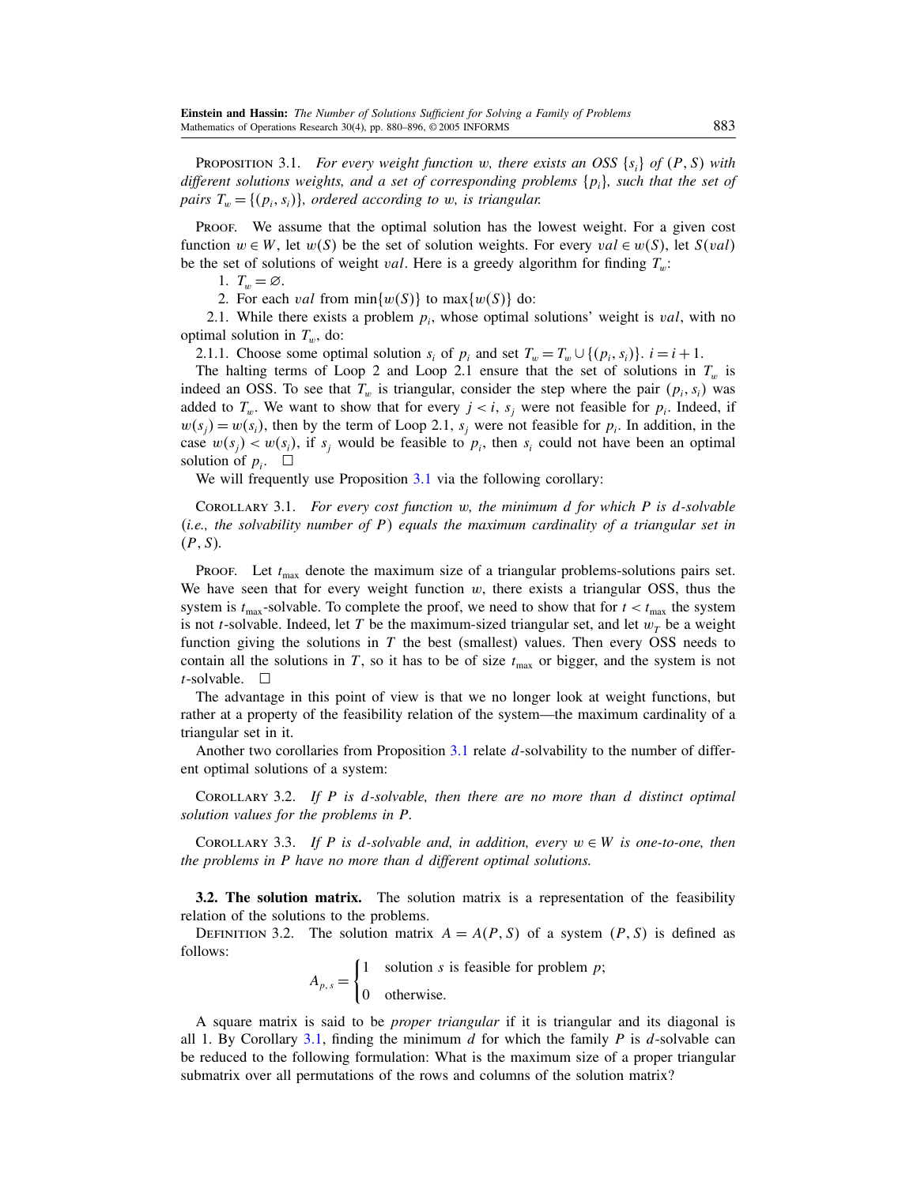**Proposition 3.1.** *For every weight function $w$, there exists an OSS $\{s_i\}$ of $(P, S)$ with different solutions weights, and a set of corresponding problems $\{p_i\}$, such that the set of pairs $T_w = \{(p_i, s_i)\}$, ordered according to $w$, is triangular.*

Proof. We assume that the optimal solution has the lowest weight. For a given cost function $w \in W$, let $w(S)$ be the set of solution weights. For every $val \in w(S)$, let $S(val)$ be the set of solutions of weight $val$. Here is a greedy algorithm for finding $T_w$:

1. $T_w = \varnothing$.
2. For each $val$ from $\min\{w(S)\}$ to $\max\{w(S)\}$ do:

2.1. While there exists a problem $p_i$, whose optimal solutions' weight is $val$, with no optimal solution in $T_w$, do:

2.1.1. Choose some optimal solution $s_i$ of $p_i$ and set $T_w = T_w \cup \{(p_i, s_i)\}$. $i = i + 1$.

The halting terms of Loop 2 and Loop 2.1 ensure that the set of solutions in $T_w$ is indeed an OSS. To see that $T_w$ is triangular, consider the step where the pair $(p_i, s_i)$ was added to $T_w$. We want to show that for every $j < i$, $s_j$ were not feasible for $p_i$. Indeed, if $w(s_j) = w(s_i)$, then by the term of Loop 2.1, $s_j$ were not feasible for $p_i$. In addition, in the case $w(s_j) < w(s_i)$, if $s_j$ would be feasible to $p_i$, then $s_i$ could not have been an optimal solution of $p_i$. □

We will frequently use Proposition 3.1 via the following corollary:

**Corollary 3.1.** *For every cost function $w$, the minimum $d$ for which $P$ is $d$-solvable (i.e., the solvability number of $P$) equals the maximum cardinality of a triangular set in $(P, S)$.*

Proof. Let $t_{\max}$ denote the maximum size of a triangular problems-solutions pairs set. We have seen that for every weight function $w$, there exists a triangular OSS, thus the system is $t_{\max}$-solvable. To complete the proof, we need to show that for $t < t_{\max}$ the system is not $t$-solvable. Indeed, let $T$ be the maximum-sized triangular set, and let $w_T$ be a weight function giving the solutions in $T$ the best (smallest) values. Then every OSS needs to contain all the solutions in $T$, so it has to be of size $t_{\max}$ or bigger, and the system is not $t$-solvable. □

The advantage in this point of view is that we no longer look at weight functions, but rather at a property of the feasibility relation of the system—the maximum cardinality of a triangular set in it.

Another two corollaries from Proposition 3.1 relate $d$-solvability to the number of different optimal solutions of a system:

**Corollary 3.2.** *If $P$ is $d$-solvable, then there are no more than $d$ distinct optimal solution values for the problems in $P$.*

**Corollary 3.3.** *If $P$ is $d$-solvable and, in addition, every $w \in W$ is one-to-one, then the problems in $P$ have no more than $d$ different optimal solutions.*

**3.2. The solution matrix.** The solution matrix is a representation of the feasibility relation of the solutions to the problems.

**Definition 3.2.** The solution matrix $A = A(P, S)$ of a system $(P, S)$ is defined as follows:

$$A_{p,s} = \begin{cases} 1 & \text{solution } s \text{ is feasible for problem } p; \\ 0 & \text{otherwise.} \end{cases}$$

A square matrix is said to be *proper triangular* if it is triangular and its diagonal is all 1. By Corollary 3.1, finding the minimum $d$ for which the family $P$ is $d$-solvable can be reduced to the following formulation: What is the maximum size of a proper triangular submatrix over all permutations of the rows and columns of the solution matrix?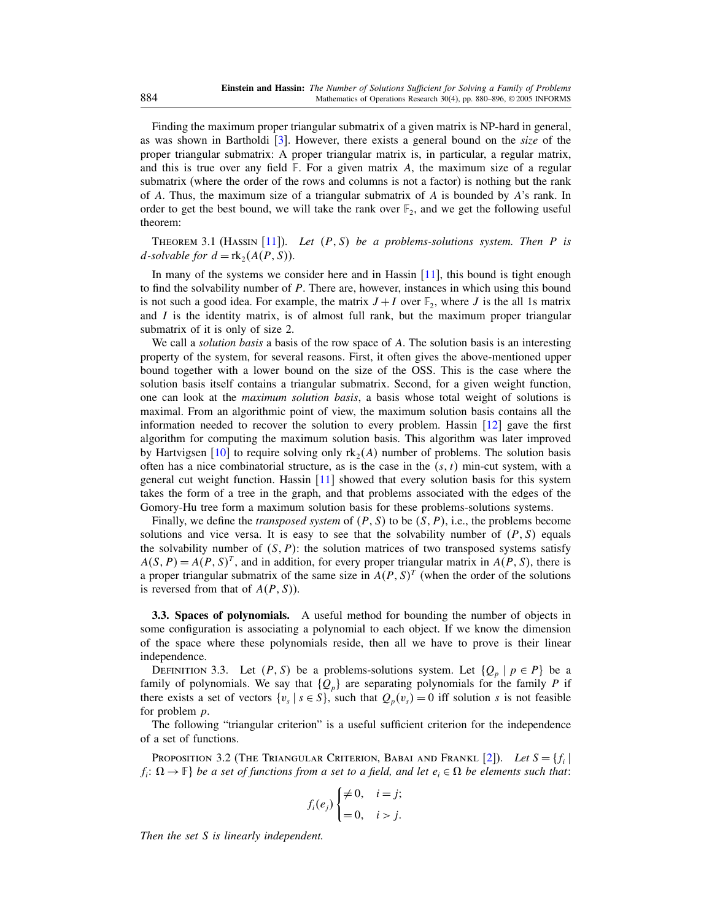Finding the maximum proper triangular submatrix of a given matrix is NP-hard in general, as was shown in Bartholdi [3]. However, there exists a general bound on the *size* of the proper triangular submatrix: A proper triangular matrix is, in particular, a regular matrix, and this is true over any field $\mathbb{F}$. For a given matrix $A$, the maximum size of a regular submatrix (where the order of the rows and columns is not a factor) is nothing but the rank of $A$. Thus, the maximum size of a triangular submatrix of $A$ is bounded by $A$'s rank. In order to get the best bound, we will take the rank over $\mathbb{F}_2$, and we get the following useful theorem:

Theorem 3.1 (Hassin [11]). *Let $(P, S)$ be a problems-solutions system. Then $P$ is $d$-solvable for $d = \mathrm{rk}_2(A(P, S))$.*

In many of the systems we consider here and in Hassin [11], this bound is tight enough to find the solvability number of $P$. There are, however, instances in which using this bound is not such a good idea. For example, the matrix $J + I$ over $\mathbb{F}_2$, where $J$ is the all 1s matrix and $I$ is the identity matrix, is of almost full rank, but the maximum proper triangular submatrix of it is only of size 2.

We call a *solution basis* a basis of the row space of $A$. The solution basis is an interesting property of the system, for several reasons. First, it often gives the above-mentioned upper bound together with a lower bound on the size of the OSS. This is the case where the solution basis itself contains a triangular submatrix. Second, for a given weight function, one can look at the *maximum solution basis*, a basis whose total weight of solutions is maximal. From an algorithmic point of view, the maximum solution basis contains all the information needed to recover the solution to every problem. Hassin [12] gave the first algorithm for computing the maximum solution basis. This algorithm was later improved by Hartvigsen [10] to require solving only $\mathrm{rk}_2(A)$ number of problems. The solution basis often has a nice combinatorial structure, as is the case in the $(s, t)$ min-cut system, with a general cut weight function. Hassin [11] showed that every solution basis for this system takes the form of a tree in the graph, and that problems associated with the edges of the Gomory-Hu tree form a maximum solution basis for these problems-solutions systems.

Finally, we define the *transposed system* of $(P, S)$ to be $(S, P)$, i.e., the problems become solutions and vice versa. It is easy to see that the solvability number of $(P, S)$ equals the solvability number of $(S, P)$: the solution matrices of two transposed systems satisfy $A(S, P) = A(P, S)^T$, and in addition, for every proper triangular matrix in $A(P, S)$, there is a proper triangular submatrix of the same size in $A(P, S)^T$ (when the order of the solutions is reversed from that of $A(P, S)$).

**3.3. Spaces of polynomials.** A useful method for bounding the number of objects in some configuration is associating a polynomial to each object. If we know the dimension of the space where these polynomials reside, then all we have to prove is their linear independence.

Definition 3.3. Let $(P, S)$ be a problems-solutions system. Let $\{Q_p \mid p \in P\}$ be a family of polynomials. We say that $\{Q_p\}$ are separating polynomials for the family $P$ if there exists a set of vectors $\{v_s \mid s \in S\}$, such that $Q_p(v_s) = 0$ iff solution $s$ is not feasible for problem $p$.

The following "triangular criterion" is a useful sufficient criterion for the independence of a set of functions.

Proposition 3.2 (The Triangular Criterion, Babai and Frankl [2]). *Let $S = \{f_i \mid f_i\colon \Omega \to \mathbb{F}\}$ be a set of functions from a set to a field, and let $e_i \in \Omega$ be elements such that*:

$$f_i(e_j) \begin{cases} \neq 0, & i = j; \\ = 0, & i > j. \end{cases}$$

*Then the set $S$ is linearly independent.*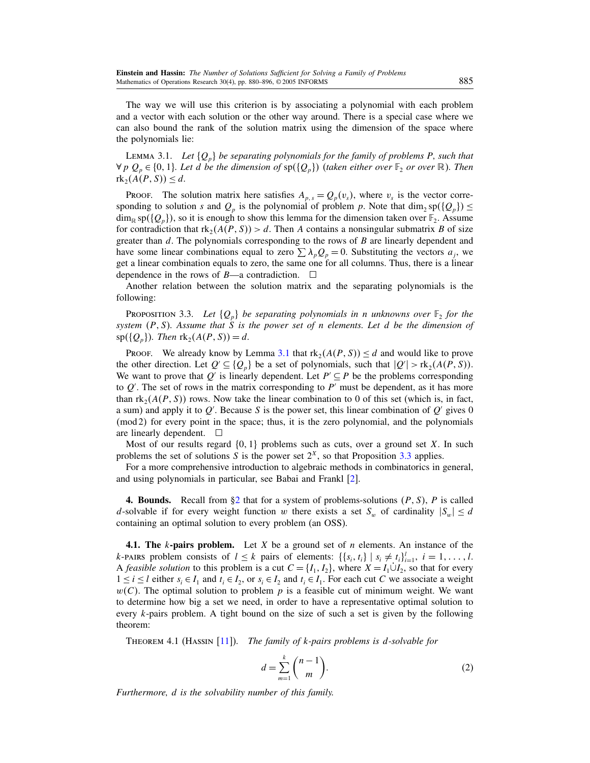The way we will use this criterion is by associating a polynomial with each problem and a vector with each solution or the other way around. There is a special case where we can also bound the rank of the solution matrix using the dimension of the space where the polynomials lie:

LEMMA 3.1. *Let $\{Q_p\}$ be separating polynomials for the family of problems $P$, such that $\forall\, p\; Q_p \in \{0, 1\}$. Let $d$ be the dimension of $\mathrm{sp}(\{Q_p\})$ (taken either over $\mathbb{F}_2$ or over $\mathbb{R}$). Then $\mathrm{rk}_2(A(P, S)) \leq d$.*

PROOF. The solution matrix here satisfies $A_{p,s} = Q_p(v_s)$, where $v_s$ is the vector corresponding to solution $s$ and $Q_p$ is the polynomial of problem $p$. Note that $\dim_2 \mathrm{sp}(\{Q_p\}) \leq \dim_{\mathbb{R}} \mathrm{sp}(\{Q_p\})$, so it is enough to show this lemma for the dimension taken over $\mathbb{F}_2$. Assume for contradiction that $\mathrm{rk}_2(A(P, S)) > d$. Then $A$ contains a nonsingular submatrix $B$ of size greater than $d$. The polynomials corresponding to the rows of $B$ are linearly dependent and have some linear combinations equal to zero $\sum \lambda_p Q_p = 0$. Substituting the vectors $a_j$, we get a linear combination equals to zero, the same one for all columns. Thus, there is a linear dependence in the rows of $B$—a contradiction. $\square$

Another relation between the solution matrix and the separating polynomials is the following:

PROPOSITION 3.3. *Let $\{Q_p\}$ be separating polynomials in $n$ unknowns over $\mathbb{F}_2$ for the system $(P, S)$. Assume that $S$ is the power set of $n$ elements. Let $d$ be the dimension of $\mathrm{sp}(\{Q_p\})$. Then $\mathrm{rk}_2(A(P, S)) = d$.*

PROOF. We already know by Lemma 3.1 that $\mathrm{rk}_2(A(P, S)) \leq d$ and would like to prove the other direction. Let $Q' \subseteq \{Q_p\}$ be a set of polynomials, such that $|Q'| > \mathrm{rk}_2(A(P, S))$. We want to prove that $Q'$ is linearly dependent. Let $P' \subseteq P$ be the problems corresponding to $Q'$. The set of rows in the matrix corresponding to $P'$ must be dependent, as it has more than $\mathrm{rk}_2(A(P, S))$ rows. Now take the linear combination to 0 of this set (which is, in fact, a sum) and apply it to $Q'$. Because $S$ is the power set, this linear combination of $Q'$ gives 0 (mod 2) for every point in the space; thus, it is the zero polynomial, and the polynomials are linearly dependent. $\square$

Most of our results regard $\{0, 1\}$ problems such as cuts, over a ground set $X$. In such problems the set of solutions $S$ is the power set $2^X$, so that Proposition 3.3 applies.

For a more comprehensive introduction to algebraic methods in combinatorics in general, and using polynomials in particular, see Babai and Frankl [2].

**4. Bounds.** Recall from §2 that for a system of problems-solutions $(P, S)$, $P$ is called $d$-solvable if for every weight function $w$ there exists a set $S_w$ of cardinality $|S_w| \leq d$ containing an optimal solution to every problem (an OSS).

**4.1. The $k$-pairs problem.** Let $X$ be a ground set of $n$ elements. An instance of the $k$-PAIRS problem consists of $l \leq k$ pairs of elements: $\{\{s_i, t_i\} \mid s_i \neq t_i\}_{i=1}^{l}$, $i = 1, \ldots, l$. A *feasible solution* to this problem is a cut $C = \{I_1, I_2\}$, where $X = I_1 \dot\cup I_2$, so that for every $1 \leq i \leq l$ either $s_i \in I_1$ and $t_i \in I_2$, or $s_i \in I_2$ and $t_i \in I_1$. For each cut $C$ we associate a weight $w(C)$. The optimal solution to problem $p$ is a feasible cut of minimum weight. We want to determine how big a set we need, in order to have a representative optimal solution to every $k$-pairs problem. A tight bound on the size of such a set is given by the following theorem:

THEOREM 4.1 (HASSIN [11]). *The family of $k$-pairs problems is $d$-solvable for*

$$d = \sum_{m=1}^{k} \binom{n-1}{m}. \tag{2}$$

*Furthermore, $d$ is the solvability number of this family.*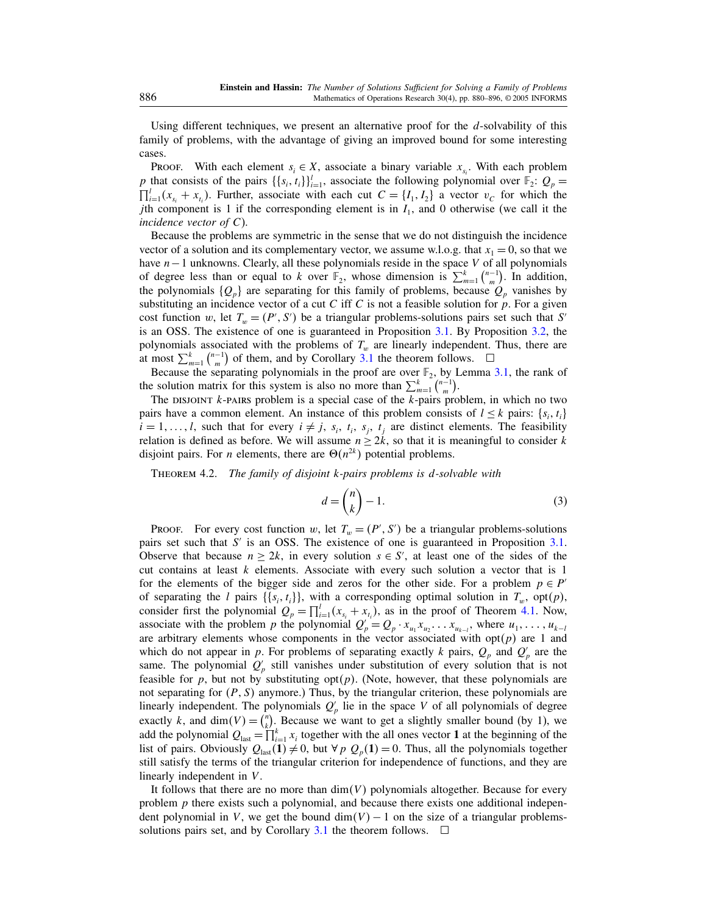Using different techniques, we present an alternative proof for the $d$-solvability of this family of problems, with the advantage of giving an improved bound for some interesting cases.

Proof. With each element $s_i \in X$, associate a binary variable $x_{s_i}$. With each problem $p$ that consists of the pairs $\{\{s_i, t_i\}\}_{i=1}^{l}$, associate the following polynomial over $\mathbb{F}_2$: $Q_p = \prod_{i=1}^{l}(x_{s_i} + x_{t_i})$. Further, associate with each cut $C = \{I_1, I_2\}$ a vector $v_C$ for which the $j$th component is 1 if the corresponding element is in $I_1$, and 0 otherwise (we call it the *incidence vector of* $C$).

Because the problems are symmetric in the sense that we do not distinguish the incidence vector of a solution and its complementary vector, we assume w.l.o.g. that $x_1 = 0$, so that we have $n-1$ unknowns. Clearly, all these polynomials reside in the space $V$ of all polynomials of degree less than or equal to $k$ over $\mathbb{F}_2$, whose dimension is $\sum_{m=1}^{k}\binom{n-1}{m}$. In addition, the polynomials $\{Q_p\}$ are separating for this family of problems, because $Q_p$ vanishes by substituting an incidence vector of a cut $C$ iff $C$ is not a feasible solution for $p$. For a given cost function $w$, let $T_w = (P', S')$ be a triangular problems-solutions pairs set such that $S'$ is an OSS. The existence of one is guaranteed in Proposition 3.1. By Proposition 3.2, the polynomials associated with the problems of $T_w$ are linearly independent. Thus, there are at most $\sum_{m=1}^{k}\binom{n-1}{m}$ of them, and by Corollary 3.1 the theorem follows. $\square$

Because the separating polynomials in the proof are over $\mathbb{F}_2$, by Lemma 3.1, the rank of the solution matrix for this system is also no more than $\sum_{m=1}^{k}\binom{n-1}{m}$.

The DISJOINT $k$-PAIRS problem is a special case of the $k$-pairs problem, in which no two pairs have a common element. An instance of this problem consists of $l \le k$ pairs: $\{s_i, t_i\}$ $i = 1, \ldots, l$, such that for every $i \ne j$, $s_i$, $t_i$, $s_j$, $t_j$ are distinct elements. The feasibility relation is defined as before. We will assume $n \ge 2k$, so that it is meaningful to consider $k$ disjoint pairs. For $n$ elements, there are $\Theta(n^{2k})$ potential problems.

Theorem 4.2. *The family of disjoint $k$-pairs problems is $d$-solvable with*

$$d = \binom{n}{k} - 1. \tag{3}$$

Proof. For every cost function $w$, let $T_w = (P', S')$ be a triangular problems-solutions pairs set such that $S'$ is an OSS. The existence of one is guaranteed in Proposition 3.1. Observe that because $n \ge 2k$, in every solution $s \in S'$, at least one of the sides of the cut contains at least $k$ elements. Associate with every such solution a vector that is 1 for the elements of the bigger side and zeros for the other side. For a problem $p \in P'$ of separating the $l$ pairs $\{\{s_i, t_i\}\}$, with a corresponding optimal solution in $T_w$, opt$(p)$, consider first the polynomial $Q_p = \prod_{i=1}^{l}(x_{s_i} + x_{t_i})$, as in the proof of Theorem 4.1. Now, associate with the problem $p$ the polynomial $Q'_p = Q_p \cdot x_{u_1} x_{u_2} \ldots x_{u_{k-l}}$, where $u_1, \ldots, u_{k-l}$ are arbitrary elements whose components in the vector associated with opt$(p)$ are 1 and which do not appear in $p$. For problems of separating exactly $k$ pairs, $Q_p$ and $Q'_p$ are the same. The polynomial $Q'_p$ still vanishes under substitution of every solution that is not feasible for $p$, but not by substituting opt$(p)$. (Note, however, that these polynomials are not separating for $(P, S)$ anymore.) Thus, by the triangular criterion, these polynomials are linearly independent. The polynomials $Q'_p$ lie in the space $V$ of all polynomials of degree exactly $k$, and $\dim(V) = \binom{n}{k}$. Because we want to get a slightly smaller bound (by 1), we add the polynomial $Q_{\text{last}} = \prod_{i=1}^{k} x_i$ together with the all ones vector $\mathbf{1}$ at the beginning of the list of pairs. Obviously $Q_{\text{last}}(\mathbf{1}) \ne 0$, but $\forall\, p\ Q_p(\mathbf{1}) = 0$. Thus, all the polynomials together still satisfy the terms of the triangular criterion for independence of functions, and they are linearly independent in $V$.

It follows that there are no more than $\dim(V)$ polynomials altogether. Because for every problem $p$ there exists such a polynomial, and because there exists one additional independent polynomial in $V$, we get the bound $\dim(V) - 1$ on the size of a triangular problems-solutions pairs set, and by Corollary 3.1 the theorem follows. $\square$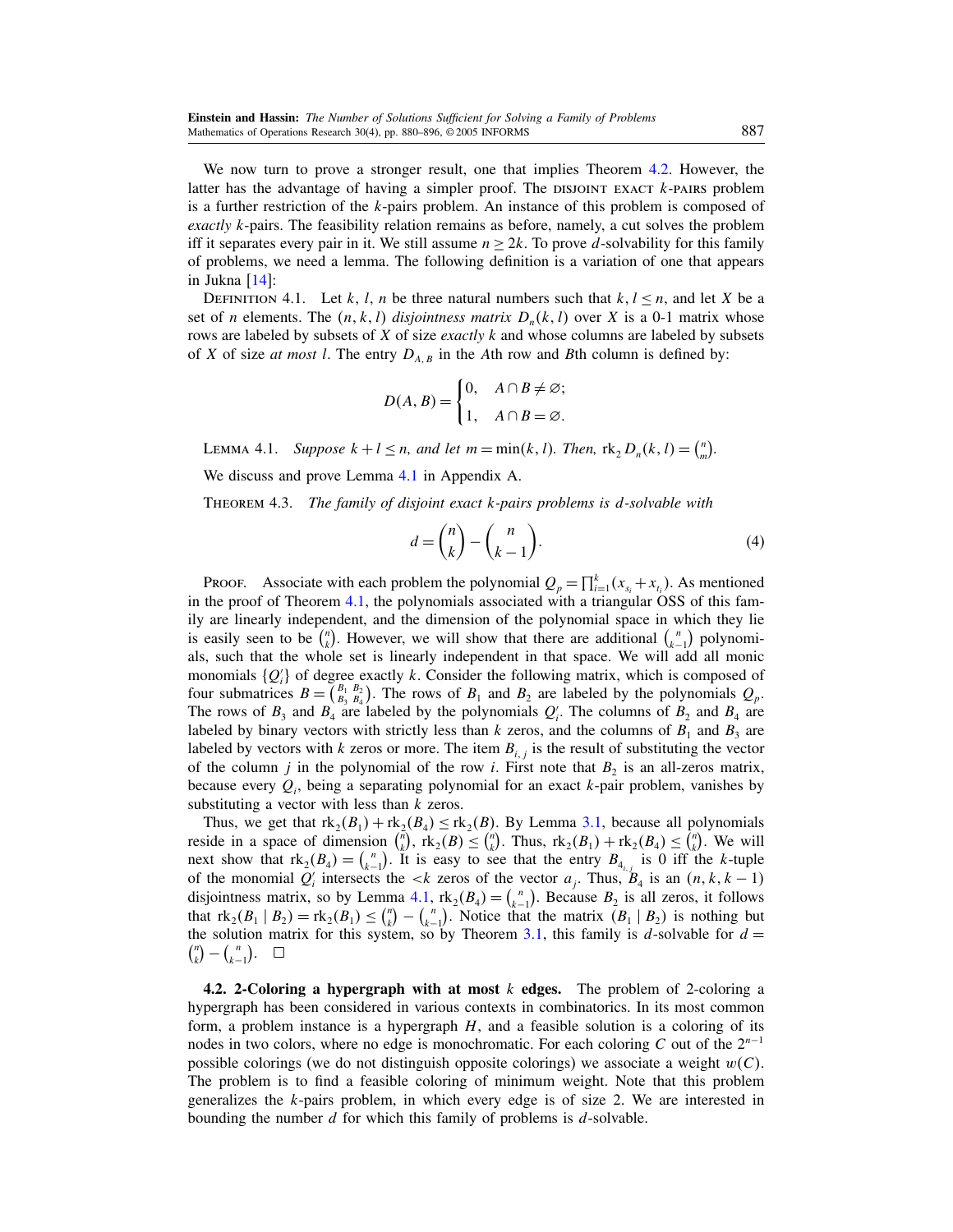We now turn to prove a stronger result, one that implies Theorem 4.2. However, the latter has the advantage of having a simpler proof. The DISJOINT EXACT $k$-PAIRS problem is a further restriction of the $k$-pairs problem. An instance of this problem is composed of *exactly* $k$-pairs. The feasibility relation remains as before, namely, a cut solves the problem iff it separates every pair in it. We still assume $n \geq 2k$. To prove $d$-solvability for this family of problems, we need a lemma. The following definition is a variation of one that appears in Jukna [14]:

DEFINITION 4.1. Let $k$, $l$, $n$ be three natural numbers such that $k, l \leq n$, and let $X$ be a set of $n$ elements. The $(n, k, l)$ *disjointness matrix* $D_n(k, l)$ over $X$ is a 0-1 matrix whose rows are labeled by subsets of $X$ of size *exactly* $k$ and whose columns are labeled by subsets of $X$ of size *at most* $l$. The entry $D_{A,B}$ in the $A$th row and $B$th column is defined by:

$$D(A, B) = \begin{cases} 0, & A \cap B \neq \varnothing; \\ 1, & A \cap B = \varnothing. \end{cases}$$

LEMMA 4.1. *Suppose $k + l \leq n$, and let $m = \min(k, l)$. Then,* $\operatorname{rk}_2 D_n(k, l) = \binom{n}{m}$.

We discuss and prove Lemma 4.1 in Appendix A.

THEOREM 4.3. *The family of disjoint exact $k$-pairs problems is $d$-solvable with*

$$d = \binom{n}{k} - \binom{n}{k-1}. \tag{4}$$

PROOF. Associate with each problem the polynomial $Q_p = \prod_{i=1}^{k}(x_{s_i} + x_{t_i})$. As mentioned in the proof of Theorem 4.1, the polynomials associated with a triangular OSS of this family are linearly independent, and the dimension of the polynomial space in which they lie is easily seen to be $\binom{n}{k}$. However, we will show that there are additional $\binom{n}{k-1}$ polynomials, such that the whole set is linearly independent in that space. We will add all monic monomials $\{Q'_i\}$ of degree exactly $k$. Consider the following matrix, which is composed of four submatrices $B = \begin{pmatrix} B_1 & B_2 \\ B_3 & B_4 \end{pmatrix}$. The rows of $B_1$ and $B_2$ are labeled by the polynomials $Q_p$. The rows of $B_3$ and $B_4$ are labeled by the polynomials $Q'_i$. The columns of $B_2$ and $B_4$ are labeled by binary vectors with strictly less than $k$ zeros, and the columns of $B_1$ and $B_3$ are labeled by vectors with $k$ zeros or more. The item $B_{i,j}$ is the result of substituting the vector of the column $j$ in the polynomial of the row $i$. First note that $B_2$ is an all-zeros matrix, because every $Q_i$, being a separating polynomial for an exact $k$-pair problem, vanishes by substituting a vector with less than $k$ zeros.

Thus, we get that $\operatorname{rk}_2(B_1) + \operatorname{rk}_2(B_4) \leq \operatorname{rk}_2(B)$. By Lemma 3.1, because all polynomials reside in a space of dimension $\binom{n}{k}$, $\operatorname{rk}_2(B) \leq \binom{n}{k}$. Thus, $\operatorname{rk}_2(B_1) + \operatorname{rk}_2(B_4) \leq \binom{n}{k}$. We will next show that $\operatorname{rk}_2(B_4) = \binom{n}{k-1}$. It is easy to see that the entry $B_{4_{i,j}}$ is 0 iff the $k$-tuple of the monomial $Q'_i$ intersects the $<k$ zeros of the vector $a_j$. Thus, $B_4$ is an $(n, k, k-1)$ disjointness matrix, so by Lemma 4.1, $\operatorname{rk}_2(B_4) = \binom{n}{k-1}$. Because $B_2$ is all zeros, it follows that $\operatorname{rk}_2(B_1 \mid B_2) = \operatorname{rk}_2(B_1) \leq \binom{n}{k} - \binom{n}{k-1}$. Notice that the matrix $(B_1 \mid B_2)$ is nothing but the solution matrix for this system, so by Theorem 3.1, this family is $d$-solvable for $d = \binom{n}{k} - \binom{n}{k-1}$. $\square$

**4.2. 2-Coloring a hypergraph with at most $k$ edges.** The problem of 2-coloring a hypergraph has been considered in various contexts in combinatorics. In its most common form, a problem instance is a hypergraph $H$, and a feasible solution is a coloring of its nodes in two colors, where no edge is monochromatic. For each coloring $C$ out of the $2^{n-1}$ possible colorings (we do not distinguish opposite colorings) we associate a weight $w(C)$. The problem is to find a feasible coloring of minimum weight. Note that this problem generalizes the $k$-pairs problem, in which every edge is of size 2. We are interested in bounding the number $d$ for which this family of problems is $d$-solvable.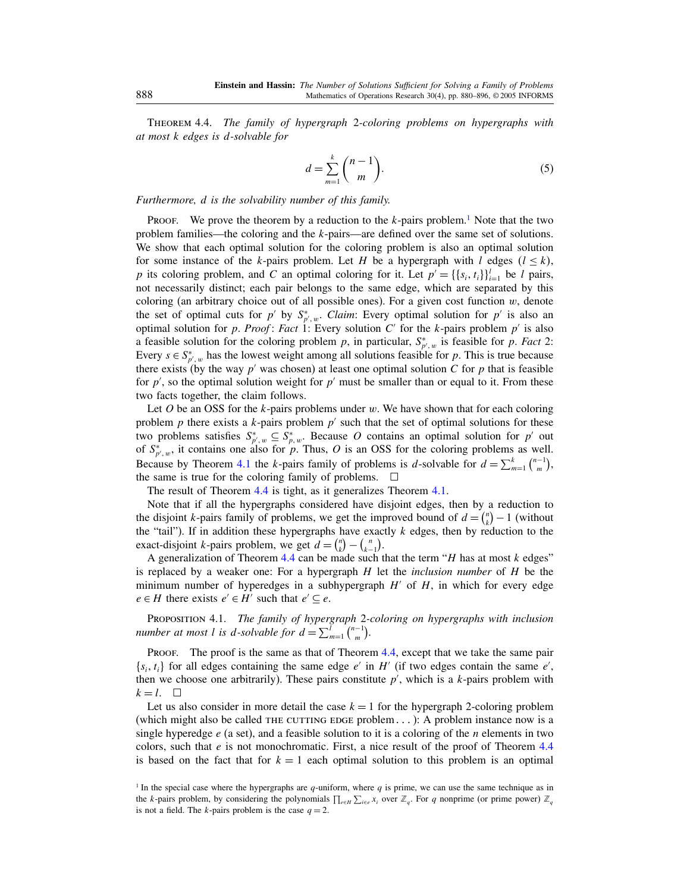THEOREM 4.4. *The family of hypergraph 2-coloring problems on hypergraphs with at most $k$ edges is $d$-solvable for*

$$d = \sum_{m=1}^{k} \binom{n-1}{m}. \tag{5}$$

*Furthermore, $d$ is the solvability number of this family.*

PROOF. We prove the theorem by a reduction to the $k$-pairs problem.[1] Note that the two problem families—the coloring and the $k$-pairs—are defined over the same set of solutions. We show that each optimal solution for the coloring problem is also an optimal solution for some instance of the $k$-pairs problem. Let $H$ be a hypergraph with $l$ edges ($l \leq k$), $p$ its coloring problem, and $C$ an optimal coloring for it. Let $p' = \{\{s_i, t_i\}\}_{i=1}^{l}$ be $l$ pairs, not necessarily distinct; each pair belongs to the same edge, which are separated by this coloring (an arbitrary choice out of all possible ones). For a given cost function $w$, denote the set of optimal cuts for $p'$ by $S^*_{p',w}$. *Claim*: Every optimal solution for $p'$ is also an optimal solution for $p$. *Proof*: *Fact* 1: Every solution $C'$ for the $k$-pairs problem $p'$ is also a feasible solution for the coloring problem $p$, in particular, $S^*_{p',w}$ is feasible for $p$. *Fact* 2: Every $s \in S^*_{p',w}$ has the lowest weight among all solutions feasible for $p$. This is true because there exists (by the way $p'$ was chosen) at least one optimal solution $C$ for $p$ that is feasible for $p'$, so the optimal solution weight for $p'$ must be smaller than or equal to it. From these two facts together, the claim follows.

Let $O$ be an OSS for the $k$-pairs problems under $w$. We have shown that for each coloring problem $p$ there exists a $k$-pairs problem $p'$ such that the set of optimal solutions for these two problems satisfies $S^*_{p',w} \subseteq S^*_{p,w}$. Because $O$ contains an optimal solution for $p'$ out of $S^*_{p',w}$, it contains one also for $p$. Thus, $O$ is an OSS for the coloring problems as well. Because by Theorem 4.1 the $k$-pairs family of problems is $d$-solvable for $d = \sum_{m=1}^{k} \binom{n-1}{m}$, the same is true for the coloring family of problems. □

The result of Theorem 4.4 is tight, as it generalizes Theorem 4.1.

Note that if all the hypergraphs considered have disjoint edges, then by a reduction to the disjoint $k$-pairs family of problems, we get the improved bound of $d = \binom{n}{k} - 1$ (without the "tail"). If in addition these hypergraphs have exactly $k$ edges, then by reduction to the exact-disjoint $k$-pairs problem, we get $d = \binom{n}{k} - \binom{n}{k-1}$.

A generalization of Theorem 4.4 can be made such that the term "$H$ has at most $k$ edges" is replaced by a weaker one: For a hypergraph $H$ let the *inclusion number* of $H$ be the minimum number of hyperedges in a subhypergraph $H'$ of $H$, in which for every edge $e \in H$ there exists $e' \in H'$ such that $e' \subseteq e$.

PROPOSITION 4.1. *The family of hypergraph 2-coloring on hypergraphs with inclusion number at most $l$ is $d$-solvable for $d = \sum_{m=1}^{l} \binom{n-1}{m}$.*

PROOF. The proof is the same as that of Theorem 4.4, except that we take the same pair $\{s_i, t_i\}$ for all edges containing the same edge $e'$ in $H'$ (if two edges contain the same $e'$, then we choose one arbitrarily). These pairs constitute $p'$, which is a $k$-pairs problem with $k = l$. □

Let us also consider in more detail the case $k = 1$ for the hypergraph 2-coloring problem (which might also be called THE CUTTING EDGE problem...): A problem instance now is a single hyperedge $e$ (a set), and a feasible solution to it is a coloring of the $n$ elements in two colors, such that $e$ is not monochromatic. First, a nice result of the proof of Theorem 4.4 is based on the fact that for $k = 1$ each optimal solution to this problem is an optimal

[1] In the special case where the hypergraphs are $q$-uniform, where $q$ is prime, we can use the same technique as in the $k$-pairs problem, by considering the polynomials $\prod_{e \in H} \sum_{i \in e} x_i$ over $\mathbb{Z}_q$. For $q$ nonprime (or prime power) $\mathbb{Z}_q$ is not a field. The $k$-pairs problem is the case $q = 2$.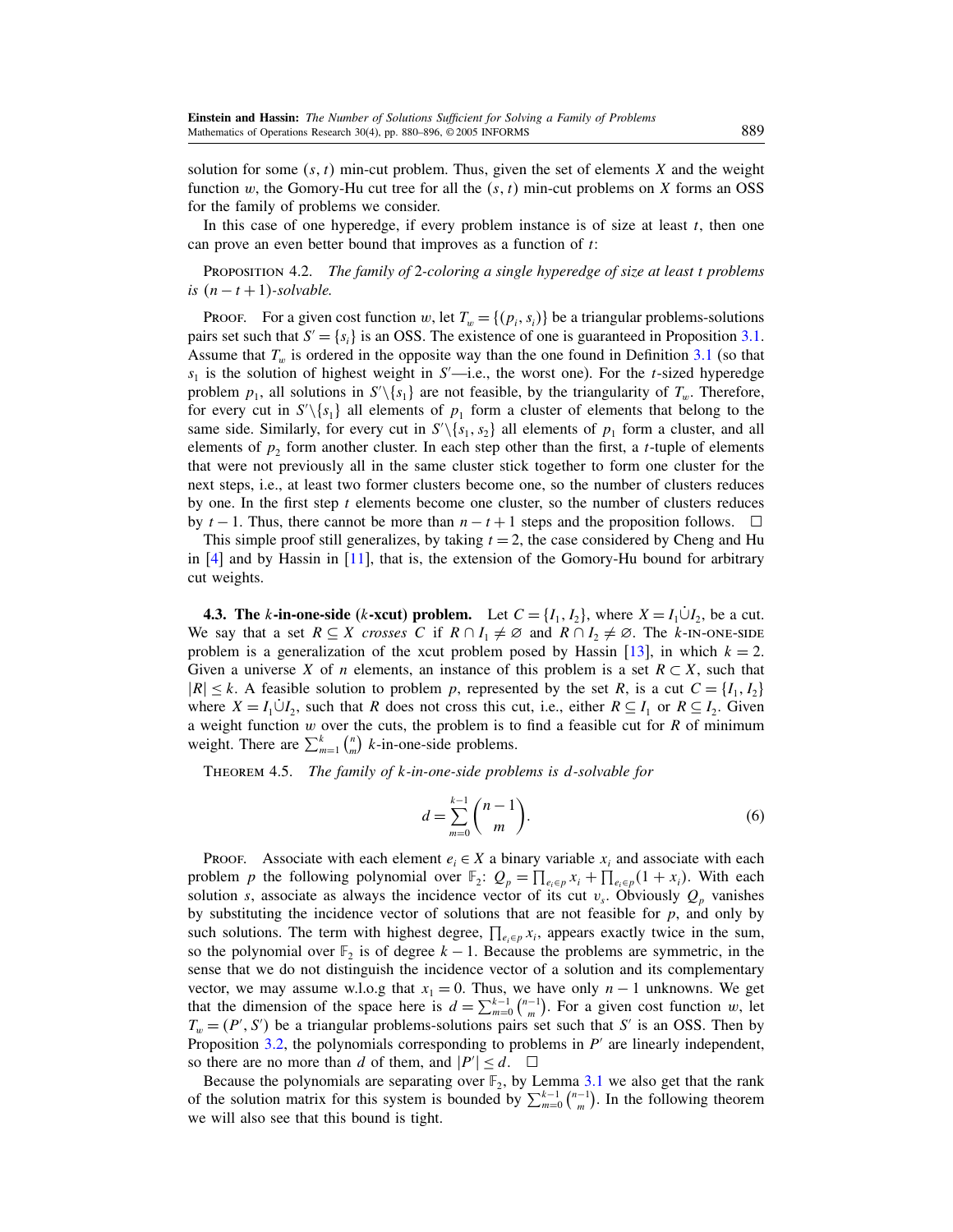solution for some $(s,t)$ min-cut problem. Thus, given the set of elements $X$ and the weight function $w$, the Gomory-Hu cut tree for all the $(s,t)$ min-cut problems on $X$ forms an OSS for the family of problems we consider.

In this case of one hyperedge, if every problem instance is of size at least $t$, then one can prove an even better bound that improves as a function of $t$:

Proposition 4.2. *The family of 2-coloring a single hyperedge of size at least $t$ problems is $(n-t+1)$-solvable.*

Proof. For a given cost function $w$, let $T_w = \{(p_i, s_i)\}$ be a triangular problems-solutions pairs set such that $S' = \{s_i\}$ is an OSS. The existence of one is guaranteed in Proposition 3.1. Assume that $T_w$ is ordered in the opposite way than the one found in Definition 3.1 (so that $s_1$ is the solution of highest weight in $S'$—i.e., the worst one). For the $t$-sized hyperedge problem $p_1$, all solutions in $S' \backslash \{s_1\}$ are not feasible, by the triangularity of $T_w$. Therefore, for every cut in $S' \backslash \{s_1\}$ all elements of $p_1$ form a cluster of elements that belong to the same side. Similarly, for every cut in $S' \backslash \{s_1, s_2\}$ all elements of $p_1$ form a cluster, and all elements of $p_2$ form another cluster. In each step other than the first, a $t$-tuple of elements that were not previously all in the same cluster stick together to form one cluster for the next steps, i.e., at least two former clusters become one, so the number of clusters reduces by one. In the first step $t$ elements become one cluster, so the number of clusters reduces by $t-1$. Thus, there cannot be more than $n-t+1$ steps and the proposition follows. □

This simple proof still generalizes, by taking $t = 2$, the case considered by Cheng and Hu in [4] and by Hassin in [11], that is, the extension of the Gomory-Hu bound for arbitrary cut weights.

**4.3. The $k$-in-one-side ($k$-xcut) problem.** Let $C = \{I_1, I_2\}$, where $X = I_1 \dot{\cup} I_2$, be a cut. We say that a set $R \subseteq X$ *crosses* $C$ if $R \cap I_1 \neq \varnothing$ and $R \cap I_2 \neq \varnothing$. The $k$-IN-ONE-SIDE problem is a generalization of the xcut problem posed by Hassin [13], in which $k = 2$. Given a universe $X$ of $n$ elements, an instance of this problem is a set $R \subset X$, such that $|R| \leq k$. A feasible solution to problem $p$, represented by the set $R$, is a cut $C = \{I_1, I_2\}$ where $X = I_1 \dot{\cup} I_2$, such that $R$ does not cross this cut, i.e., either $R \subseteq I_1$ or $R \subseteq I_2$. Given a weight function $w$ over the cuts, the problem is to find a feasible cut for $R$ of minimum weight. There are $\sum_{m=1}^{k} \binom{n}{m}$ $k$-in-one-side problems.

Theorem 4.5. *The family of $k$-in-one-side problems is $d$-solvable for*

$$d = \sum_{m=0}^{k-1} \binom{n-1}{m}. \tag{6}$$

Proof. Associate with each element $e_i \in X$ a binary variable $x_i$ and associate with each problem $p$ the following polynomial over $\mathbb{F}_2$: $Q_p = \prod_{e_i \in p} x_i + \prod_{e_i \in p} (1 + x_i)$. With each solution $s$, associate as always the incidence vector of its cut $v_s$. Obviously $Q_p$ vanishes by substituting the incidence vector of solutions that are not feasible for $p$, and only by such solutions. The term with highest degree, $\prod_{e_i \in p} x_i$, appears exactly twice in the sum, so the polynomial over $\mathbb{F}_2$ is of degree $k-1$. Because the problems are symmetric, in the sense that we do not distinguish the incidence vector of a solution and its complementary vector, we may assume w.l.o.g that $x_1 = 0$. Thus, we have only $n-1$ unknowns. We get that the dimension of the space here is $d = \sum_{m=0}^{k-1} \binom{n-1}{m}$. For a given cost function $w$, let $T_w = (P', S')$ be a triangular problems-solutions pairs set such that $S'$ is an OSS. Then by Proposition 3.2, the polynomials corresponding to problems in $P'$ are linearly independent, so there are no more than $d$ of them, and $|P'| \leq d$. □

Because the polynomials are separating over $\mathbb{F}_2$, by Lemma 3.1 we also get that the rank of the solution matrix for this system is bounded by $\sum_{m=0}^{k-1} \binom{n-1}{m}$. In the following theorem we will also see that this bound is tight.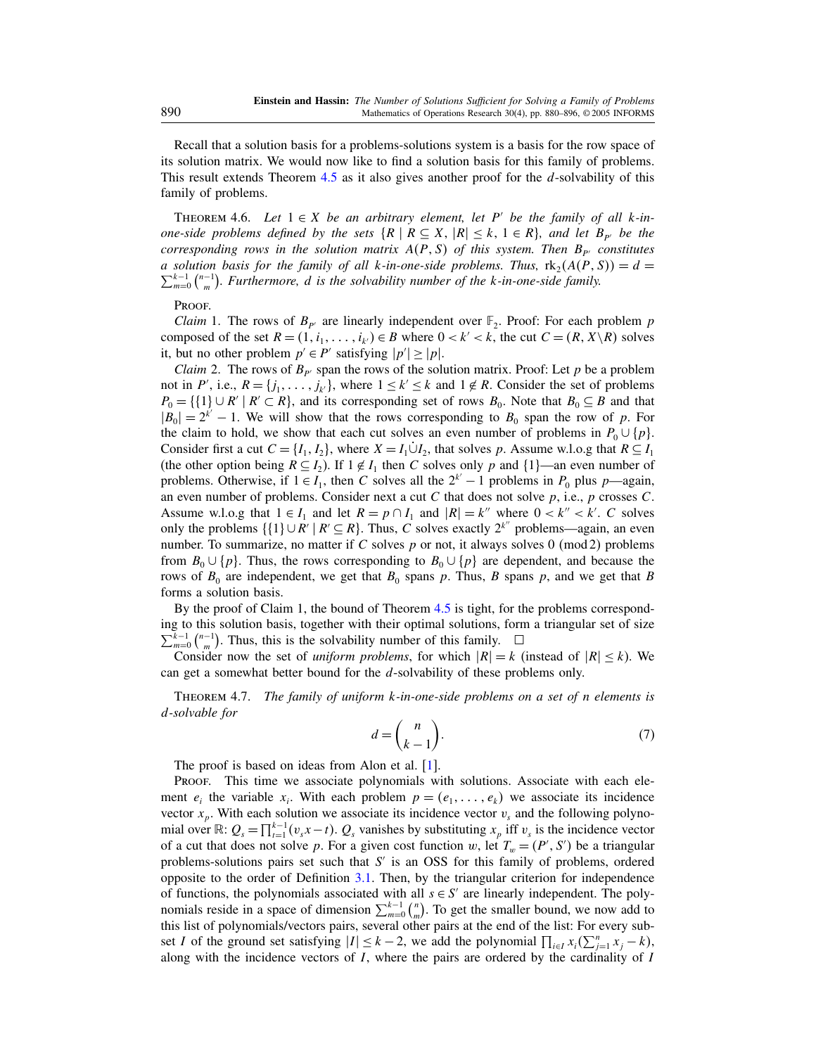Recall that a solution basis for a problems-solutions system is a basis for the row space of its solution matrix. We would now like to find a solution basis for this family of problems. This result extends Theorem 4.5 as it also gives another proof for the $d$-solvability of this family of problems.

THEOREM 4.6. *Let $1 \in X$ be an arbitrary element, let $P'$ be the family of all $k$-in-one-side problems defined by the sets $\{R \mid R \subseteq X, |R| \leq k, 1 \in R\}$, and let $B_{P'}$ be the corresponding rows in the solution matrix $A(P, S)$ of this system. Then $B_{P'}$ constitutes a solution basis for the family of all $k$-in-one-side problems. Thus, $\text{rk}_2(A(P, S)) = d = \sum_{m=0}^{k-1} \binom{n-1}{m}$. Furthermore, $d$ is the solvability number of the $k$-in-one-side family.*

PROOF.

*Claim* 1. The rows of $B_{P'}$ are linearly independent over $\mathbb{F}_2$. Proof: For each problem $p$ composed of the set $R = (1, i_1, \ldots, i_{k'}) \in B$ where $0 < k' < k$, the cut $C = (R, X \setminus R)$ solves it, but no other problem $p' \in P'$ satisfying $|p'| \geq |p|$.

*Claim* 2. The rows of $B_{P'}$ span the rows of the solution matrix. Proof: Let $p$ be a problem not in $P'$, i.e., $R = \{j_1, \ldots, j_{k'}\}$, where $1 \leq k' \leq k$ and $1 \notin R$. Consider the set of problems $P_0 = \{\{1\} \cup R' \mid R' \subset R\}$, and its corresponding set of rows $B_0$. Note that $B_0 \subseteq B$ and that $|B_0| = 2^{k'} - 1$. We will show that the rows corresponding to $B_0$ span the row of $p$. For the claim to hold, we show that each cut solves an even number of problems in $P_0 \cup \{p\}$. Consider first a cut $C = \{I_1, I_2\}$, where $X = I_1 \dot{\cup} I_2$, that solves $p$. Assume w.l.o.g that $R \subseteq I_1$ (the other option being $R \subseteq I_2$). If $1 \notin I_1$ then $C$ solves only $p$ and $\{1\}$—an even number of problems. Otherwise, if $1 \in I_1$, then $C$ solves all the $2^{k'} - 1$ problems in $P_0$ plus $p$—again, an even number of problems. Consider next a cut $C$ that does not solve $p$, i.e., $p$ crosses $C$. Assume w.l.o.g that $1 \in I_1$ and let $R = p \cap I_1$ and $|R| = k''$ where $0 < k'' < k'$. $C$ solves only the problems $\{\{1\} \cup R' \mid R' \subseteq R\}$. Thus, $C$ solves exactly $2^{k''}$ problems—again, an even number. To summarize, no matter if $C$ solves $p$ or not, it always solves $0 \pmod 2$ problems from $B_0 \cup \{p\}$. Thus, the rows corresponding to $B_0 \cup \{p\}$ are dependent, and because the rows of $B_0$ are independent, we get that $B_0$ spans $p$. Thus, $B$ spans $p$, and we get that $B$ forms a solution basis.

By the proof of Claim 1, the bound of Theorem 4.5 is tight, for the problems corresponding to this solution basis, together with their optimal solutions, form a triangular set of size $\sum_{m=0}^{k-1} \binom{n-1}{m}$. Thus, this is the solvability number of this family. $\square$

Consider now the set of *uniform problems*, for which $|R| = k$ (instead of $|R| \leq k$). We can get a somewhat better bound for the $d$-solvability of these problems only.

THEOREM 4.7. *The family of uniform $k$-in-one-side problems on a set of $n$ elements is $d$-solvable for*

$$d = \binom{n}{k-1}. \tag{7}$$

The proof is based on ideas from Alon et al. [1].

PROOF. This time we associate polynomials with solutions. Associate with each element $e_i$ the variable $x_i$. With each problem $p = (e_1, \ldots, e_k)$ we associate its incidence vector $x_p$. With each solution we associate its incidence vector $v_s$ and the following polynomial over $\mathbb{R}$: $Q_s = \prod_{t=1}^{k-1} (v_s x - t)$. $Q_s$ vanishes by substituting $x_p$ iff $v_s$ is the incidence vector of a cut that does not solve $p$. For a given cost function $w$, let $T_w = (P', S')$ be a triangular problems-solutions pairs set such that $S'$ is an OSS for this family of problems, ordered opposite to the order of Definition 3.1. Then, by the triangular criterion for independence of functions, the polynomials associated with all $s \in S'$ are linearly independent. The polynomials reside in a space of dimension $\sum_{m=0}^{k-1} \binom{n}{m}$. To get the smaller bound, we now add to this list of polynomials/vectors pairs, several other pairs at the end of the list: For every subset $I$ of the ground set satisfying $|I| \leq k-2$, we add the polynomial $\prod_{i \in I} x_i (\sum_{j=1}^{n} x_j - k)$, along with the incidence vectors of $I$, where the pairs are ordered by the cardinality of $I$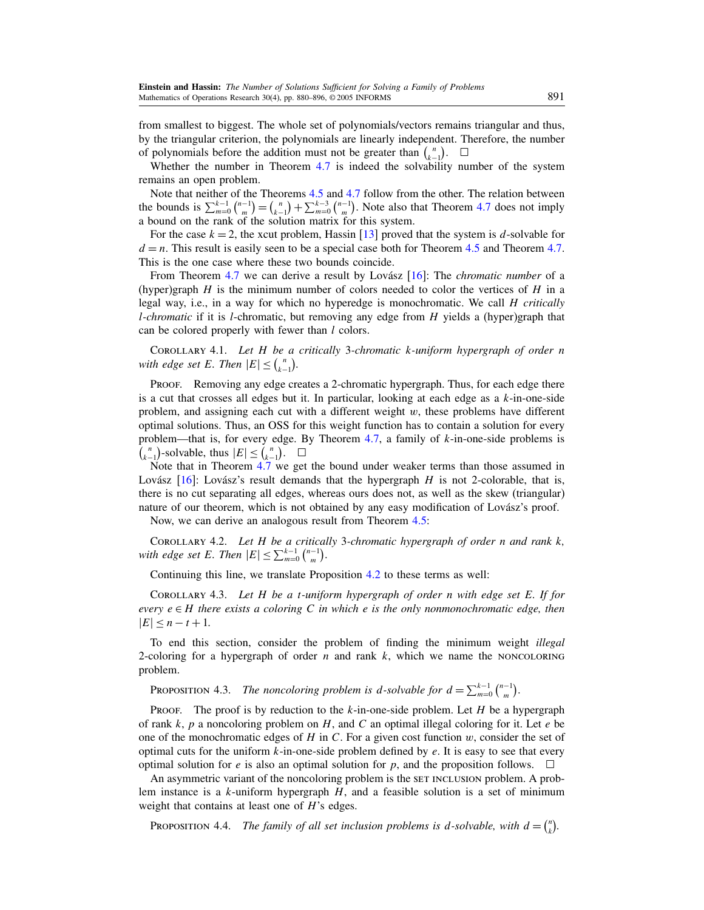from smallest to biggest. The whole set of polynomials/vectors remains triangular and thus, by the triangular criterion, the polynomials are linearly independent. Therefore, the number of polynomials before the addition must not be greater than $\binom{n}{k-1}$. $\square$

Whether the number in Theorem 4.7 is indeed the solvability number of the system remains an open problem.

Note that neither of the Theorems 4.5 and 4.7 follow from the other. The relation between the bounds is $\sum_{m=0}^{k-1}\binom{n-1}{m} = \binom{n}{k-1} + \sum_{m=0}^{k-3}\binom{n-1}{m}$. Note also that Theorem 4.7 does not imply a bound on the rank of the solution matrix for this system.

For the case $k = 2$, the xcut problem, Hassin [13] proved that the system is $d$-solvable for $d = n$. This result is easily seen to be a special case both for Theorem 4.5 and Theorem 4.7. This is the one case where these two bounds coincide.

From Theorem 4.7 we can derive a result by Lovász [16]: The *chromatic number* of a (hyper)graph $H$ is the minimum number of colors needed to color the vertices of $H$ in a legal way, i.e., in a way for which no hyperedge is monochromatic. We call $H$ *critically $l$-chromatic* if it is $l$-chromatic, but removing any edge from $H$ yields a (hyper)graph that can be colored properly with fewer than $l$ colors.

COROLLARY 4.1. *Let $H$ be a critically 3-chromatic $k$-uniform hypergraph of order $n$ with edge set $E$. Then $|E| \le \binom{n}{k-1}$.*

PROOF. Removing any edge creates a 2-chromatic hypergraph. Thus, for each edge there is a cut that crosses all edges but it. In particular, looking at each edge as a $k$-in-one-side problem, and assigning each cut with a different weight $w$, these problems have different optimal solutions. Thus, an OSS for this weight function has to contain a solution for every problem—that is, for every edge. By Theorem 4.7, a family of $k$-in-one-side problems is $\binom{n}{k-1}$-solvable, thus $|E| \le \binom{n}{k-1}$. $\square$

Note that in Theorem 4.7 we get the bound under weaker terms than those assumed in Lovász [16]: Lovász's result demands that the hypergraph $H$ is not 2-colorable, that is, there is no cut separating all edges, whereas ours does not, as well as the skew (triangular) nature of our theorem, which is not obtained by any easy modification of Lovász's proof.

Now, we can derive an analogous result from Theorem 4.5:

COROLLARY 4.2. *Let $H$ be a critically 3-chromatic hypergraph of order $n$ and rank $k$, with edge set $E$. Then $|E| \le \sum_{m=0}^{k-1}\binom{n-1}{m}$.*

Continuing this line, we translate Proposition 4.2 to these terms as well:

COROLLARY 4.3. *Let $H$ be a $t$-uniform hypergraph of order $n$ with edge set $E$. If for every $e \in H$ there exists a coloring $C$ in which $e$ is the only nonmonochromatic edge, then $|E| \le n - t + 1$.*

To end this section, consider the problem of finding the minimum weight *illegal* 2-coloring for a hypergraph of order $n$ and rank $k$, which we name the NONCOLORING problem.

PROPOSITION 4.3. *The noncoloring problem is $d$-solvable for $d = \sum_{m=0}^{k-1}\binom{n-1}{m}$.*

PROOF. The proof is by reduction to the $k$-in-one-side problem. Let $H$ be a hypergraph of rank $k$, $p$ a noncoloring problem on $H$, and $C$ an optimal illegal coloring for it. Let $e$ be one of the monochromatic edges of $H$ in $C$. For a given cost function $w$, consider the set of optimal cuts for the uniform $k$-in-one-side problem defined by $e$. It is easy to see that every optimal solution for $e$ is also an optimal solution for $p$, and the proposition follows. $\square$

An asymmetric variant of the noncoloring problem is the SET INCLUSION problem. A problem instance is a $k$-uniform hypergraph $H$, and a feasible solution is a set of minimum weight that contains at least one of $H$'s edges.

PROPOSITION 4.4. *The family of all set inclusion problems is $d$-solvable, with $d = \binom{n}{k}$.*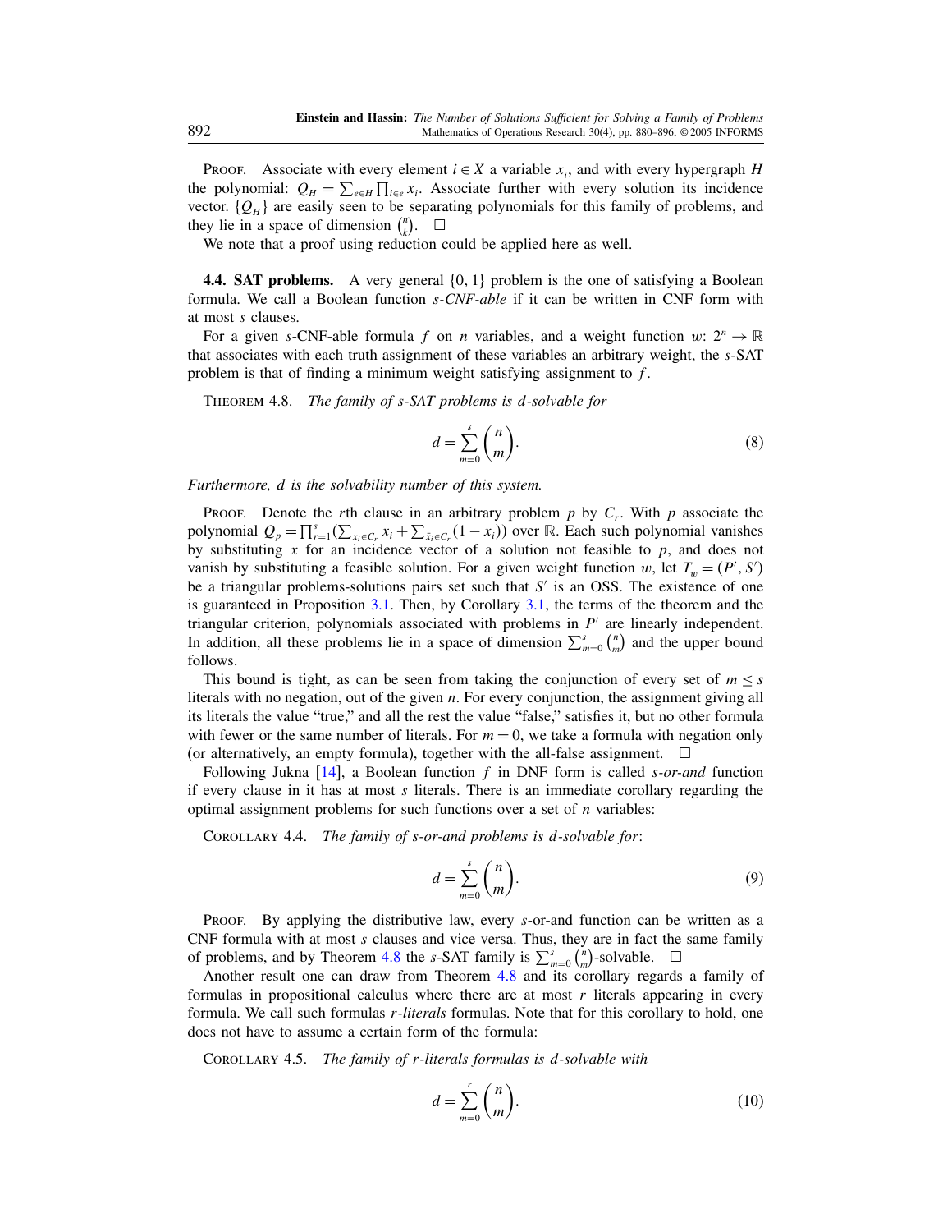Proof. Associate with every element $i \in X$ a variable $x_i$, and with every hypergraph $H$ the polynomial: $Q_H = \sum_{e \in H} \prod_{i \in e} x_i$. Associate further with every solution its incidence vector. $\{Q_H\}$ are easily seen to be separating polynomials for this family of problems, and they lie in a space of dimension $\binom{n}{k}$. $\square$

We note that a proof using reduction could be applied here as well.

**4.4. SAT problems.** A very general $\{0, 1\}$ problem is the one of satisfying a Boolean formula. We call a Boolean function *s-CNF-able* if it can be written in CNF form with at most $s$ clauses.

For a given $s$-CNF-able formula $f$ on $n$ variables, and a weight function $w$: $2^n \to \mathbb{R}$ that associates with each truth assignment of these variables an arbitrary weight, the $s$-SAT problem is that of finding a minimum weight satisfying assignment to $f$.

Theorem 4.8. *The family of $s$-SAT problems is $d$-solvable for*

$$d = \sum_{m=0}^{s} \binom{n}{m}. \tag{8}$$

*Furthermore, $d$ is the solvability number of this system.*

Proof. Denote the $r$th clause in an arbitrary problem $p$ by $C_r$. With $p$ associate the polynomial $Q_p = \prod_{r=1}^{s} (\sum_{x_i \in C_r} x_i + \sum_{\bar{x}_i \in C_r} (1 - x_i))$ over $\mathbb{R}$. Each such polynomial vanishes by substituting $x$ for an incidence vector of a solution not feasible to $p$, and does not vanish by substituting a feasible solution. For a given weight function $w$, let $T_w = (P', S')$ be a triangular problems-solutions pairs set such that $S'$ is an OSS. The existence of one is guaranteed in Proposition 3.1. Then, by Corollary 3.1, the terms of the theorem and the triangular criterion, polynomials associated with problems in $P'$ are linearly independent. In addition, all these problems lie in a space of dimension $\sum_{m=0}^{s} \binom{n}{m}$ and the upper bound follows.

This bound is tight, as can be seen from taking the conjunction of every set of $m \leq s$ literals with no negation, out of the given $n$. For every conjunction, the assignment giving all its literals the value "true," and all the rest the value "false," satisfies it, but no other formula with fewer or the same number of literals. For $m = 0$, we take a formula with negation only (or alternatively, an empty formula), together with the all-false assignment. $\square$

Following Jukna [14], a Boolean function $f$ in DNF form is called *s-or-and* function if every clause in it has at most $s$ literals. There is an immediate corollary regarding the optimal assignment problems for such functions over a set of $n$ variables:

Corollary 4.4. *The family of $s$-or-and problems is $d$-solvable for*:

$$d = \sum_{m=0}^{s} \binom{n}{m}. \tag{9}$$

Proof. By applying the distributive law, every $s$-or-and function can be written as a CNF formula with at most $s$ clauses and vice versa. Thus, they are in fact the same family of problems, and by Theorem 4.8 the $s$-SAT family is $\sum_{m=0}^{s} \binom{n}{m}$-solvable. $\square$

Another result one can draw from Theorem 4.8 and its corollary regards a family of formulas in propositional calculus where there are at most $r$ literals appearing in every formula. We call such formulas *r-literals* formulas. Note that for this corollary to hold, one does not have to assume a certain form of the formula:

Corollary 4.5. *The family of $r$-literals formulas is $d$-solvable with*

$$d = \sum_{m=0}^{r} \binom{n}{m}. \tag{10}$$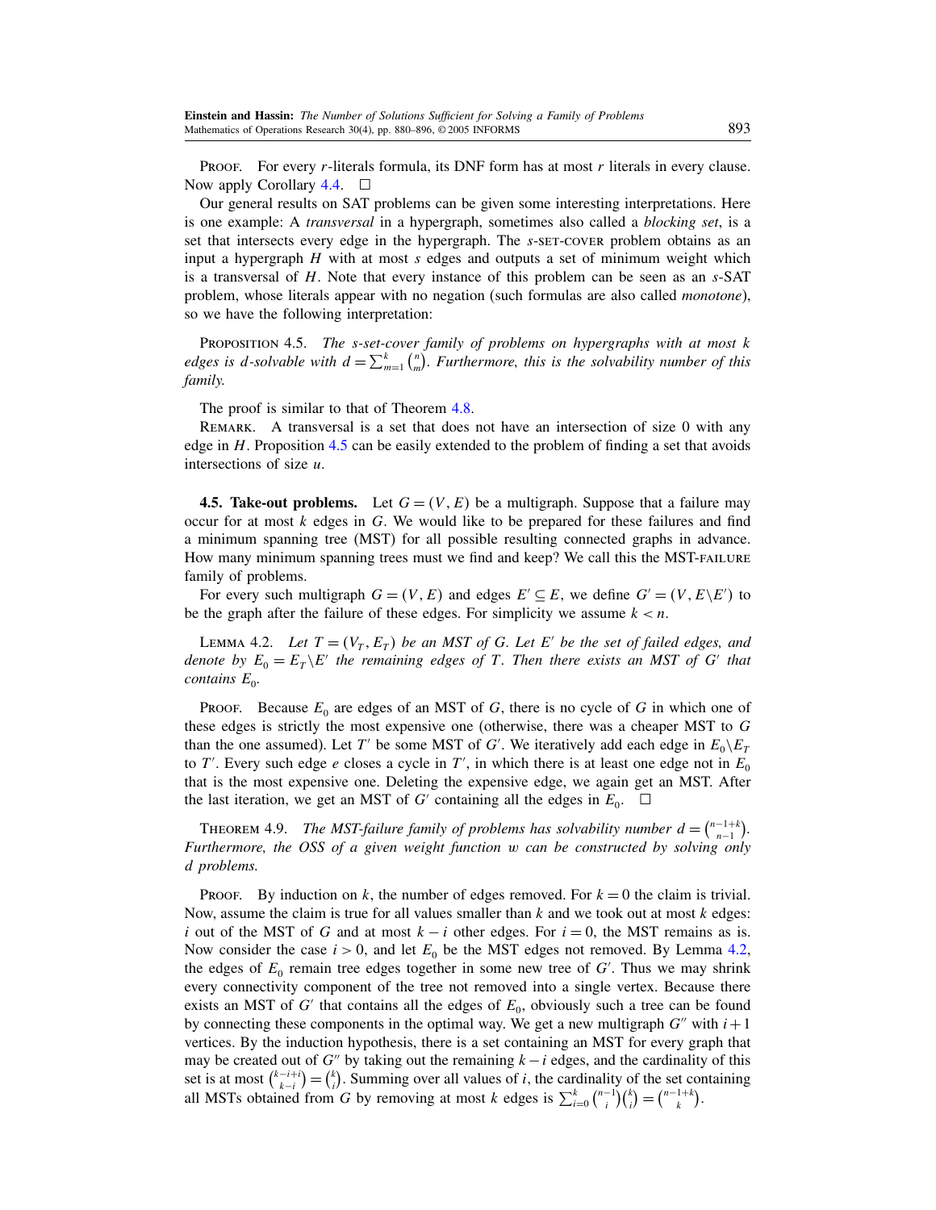Proof. For every $r$-literals formula, its DNF form has at most $r$ literals in every clause. Now apply Corollary 4.4. $\square$

Our general results on SAT problems can be given some interesting interpretations. Here is one example: A *transversal* in a hypergraph, sometimes also called a *blocking set*, is a set that intersects every edge in the hypergraph. The $s$-SET-COVER problem obtains as an input a hypergraph $H$ with at most $s$ edges and outputs a set of minimum weight which is a transversal of $H$. Note that every instance of this problem can be seen as an $s$-SAT problem, whose literals appear with no negation (such formulas are also called *monotone*), so we have the following interpretation:

Proposition 4.5. *The $s$-set-cover family of problems on hypergraphs with at most $k$ edges is $d$-solvable with $d = \sum_{m=1}^{k} \binom{n}{m}$. Furthermore, this is the solvability number of this family.*

The proof is similar to that of Theorem 4.8.

Remark. A transversal is a set that does not have an intersection of size 0 with any edge in $H$. Proposition 4.5 can be easily extended to the problem of finding a set that avoids intersections of size $u$.

**4.5. Take-out problems.** Let $G = (V, E)$ be a multigraph. Suppose that a failure may occur for at most $k$ edges in $G$. We would like to be prepared for these failures and find a minimum spanning tree (MST) for all possible resulting connected graphs in advance. How many minimum spanning trees must we find and keep? We call this the MST-FAILURE family of problems.

For every such multigraph $G = (V, E)$ and edges $E' \subseteq E$, we define $G' = (V, E \backslash E')$ to be the graph after the failure of these edges. For simplicity we assume $k < n$.

Lemma 4.2. *Let $T = (V_T, E_T)$ be an MST of $G$. Let $E'$ be the set of failed edges, and denote by $E_0 = E_T \backslash E'$ the remaining edges of $T$. Then there exists an MST of $G'$ that contains $E_0$.*

Proof. Because $E_0$ are edges of an MST of $G$, there is no cycle of $G$ in which one of these edges is strictly the most expensive one (otherwise, there was a cheaper MST to $G$ than the one assumed). Let $T'$ be some MST of $G'$. We iteratively add each edge in $E_0 \backslash E_T$ to $T'$. Every such edge $e$ closes a cycle in $T'$, in which there is at least one edge not in $E_0$ that is the most expensive one. Deleting the expensive edge, we again get an MST. After the last iteration, we get an MST of $G'$ containing all the edges in $E_0$. $\square$

Theorem 4.9. *The MST-failure family of problems has solvability number $d = \binom{n-1+k}{n-1}$. Furthermore, the OSS of a given weight function $w$ can be constructed by solving only $d$ problems.*

Proof. By induction on $k$, the number of edges removed. For $k = 0$ the claim is trivial. Now, assume the claim is true for all values smaller than $k$ and we took out at most $k$ edges: $i$ out of the MST of $G$ and at most $k - i$ other edges. For $i = 0$, the MST remains as is. Now consider the case $i > 0$, and let $E_0$ be the MST edges not removed. By Lemma 4.2, the edges of $E_0$ remain tree edges together in some new tree of $G'$. Thus we may shrink every connectivity component of the tree not removed into a single vertex. Because there exists an MST of $G'$ that contains all the edges of $E_0$, obviously such a tree can be found by connecting these components in the optimal way. We get a new multigraph $G''$ with $i + 1$ vertices. By the induction hypothesis, there is a set containing an MST for every graph that may be created out of $G''$ by taking out the remaining $k - i$ edges, and the cardinality of this set is at most $\binom{k-i+i}{k-i} = \binom{k}{i}$. Summing over all values of $i$, the cardinality of the set containing all MSTs obtained from $G$ by removing at most $k$ edges is $\sum_{i=0}^{k} \binom{n-1}{i}\binom{k}{i} = \binom{n-1+k}{k}$.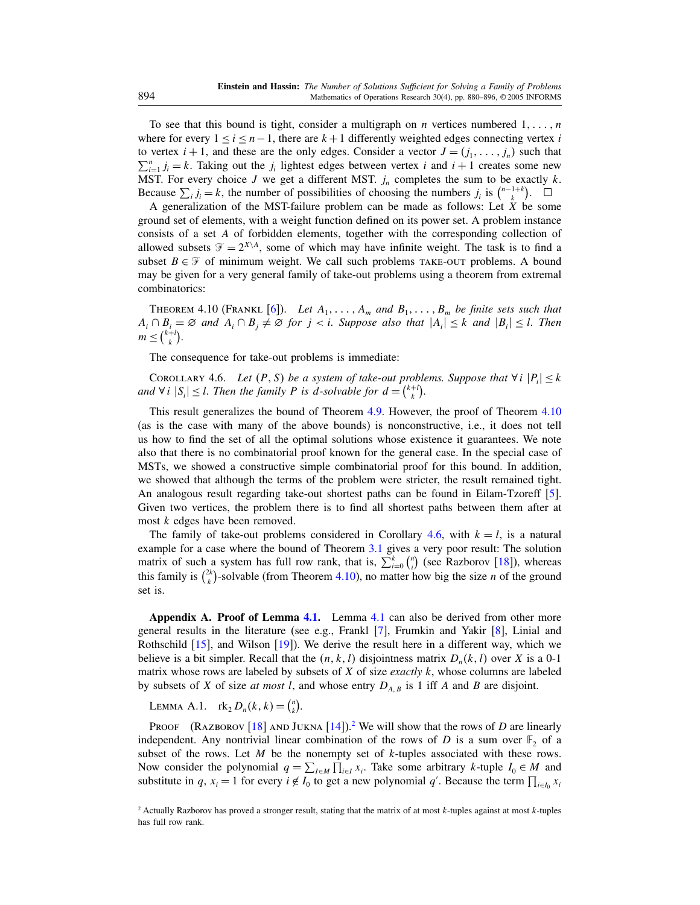To see that this bound is tight, consider a multigraph on $n$ vertices numbered $1, \ldots, n$ where for every $1 \le i \le n-1$, there are $k+1$ differently weighted edges connecting vertex $i$ to vertex $i+1$, and these are the only edges. Consider a vector $J = (j_1, \ldots, j_n)$ such that $\sum_{i=1}^{n} j_i = k$. Taking out the $j_i$ lightest edges between vertex $i$ and $i+1$ creates some new MST. For every choice $J$ we get a different MST. $j_n$ completes the sum to be exactly $k$. Because $\sum_i j_i = k$, the number of possibilities of choosing the numbers $j_i$ is $\binom{n-1+k}{k}$. $\square$

A generalization of the MST-failure problem can be made as follows: Let $X$ be some ground set of elements, with a weight function defined on its power set. A problem instance consists of a set $A$ of forbidden elements, together with the corresponding collection of allowed subsets $\mathcal{F} = 2^{X \setminus A}$, some of which may have infinite weight. The task is to find a subset $B \in \mathcal{F}$ of minimum weight. We call such problems TAKE-OUT problems. A bound may be given for a very general family of take-out problems using a theorem from extremal combinatorics:

THEOREM 4.10 (FRANKL [6]). *Let $A_1, \ldots, A_m$ and $B_1, \ldots, B_m$ be finite sets such that $A_i \cap B_i = \varnothing$ and $A_i \cap B_j \ne \varnothing$ for $j < i$. Suppose also that $|A_i| \le k$ and $|B_i| \le l$. Then $m \le \binom{k+l}{k}$.*

The consequence for take-out problems is immediate:

COROLLARY 4.6. *Let $(P, S)$ be a system of take-out problems. Suppose that $\forall i\ |P_i| \le k$ and $\forall i\ |S_i| \le l$. Then the family $P$ is $d$-solvable for $d = \binom{k+l}{k}$.*

This result generalizes the bound of Theorem 4.9. However, the proof of Theorem 4.10 (as is the case with many of the above bounds) is nonconstructive, i.e., it does not tell us how to find the set of all the optimal solutions whose existence it guarantees. We note also that there is no combinatorial proof known for the general case. In the special case of MSTs, we showed a constructive simple combinatorial proof for this bound. In addition, we showed that although the terms of the problem were stricter, the result remained tight. An analogous result regarding take-out shortest paths can be found in Eilam-Tzoreff [5]. Given two vertices, the problem there is to find all shortest paths between them after at most $k$ edges have been removed.

The family of take-out problems considered in Corollary 4.6, with $k = l$, is a natural example for a case where the bound of Theorem 3.1 gives a very poor result: The solution matrix of such a system has full row rank, that is, $\sum_{i=0}^{k} \binom{n}{i}$ (see Razborov [18]), whereas this family is $\binom{2k}{k}$-solvable (from Theorem 4.10), no matter how big the size $n$ of the ground set is.

**Appendix A. Proof of Lemma 4.1.** Lemma 4.1 can also be derived from other more general results in the literature (see e.g., Frankl [7], Frumkin and Yakir [8], Linial and Rothschild [15], and Wilson [19]). We derive the result here in a different way, which we believe is a bit simpler. Recall that the $(n, k, l)$ disjointness matrix $D_n(k, l)$ over $X$ is a 0-1 matrix whose rows are labeled by subsets of $X$ of size *exactly* $k$, whose columns are labeled by subsets of $X$ of size *at most* $l$, and whose entry $D_{A,B}$ is 1 iff $A$ and $B$ are disjoint.

LEMMA A.1. $\operatorname{rk}_2 D_n(k, k) = \binom{n}{k}$.

PROOF (RAZBOROV [18] AND JUKNA [14]).[2] We will show that the rows of $D$ are linearly independent. Any nontrivial linear combination of the rows of $D$ is a sum over $\mathbb{F}_2$ of a subset of the rows. Let $M$ be the nonempty set of $k$-tuples associated with these rows. Now consider the polynomial $q = \sum_{I \in M} \prod_{i \in I} x_i$. Take some arbitrary $k$-tuple $I_0 \in M$ and substitute in $q$, $x_i = 1$ for every $i \notin I_0$ to get a new polynomial $q'$. Because the term $\prod_{i \in I_0} x_i$

[2] Actually Razborov has proved a stronger result, stating that the matrix of at most $k$-tuples against at most $k$-tuples has full row rank.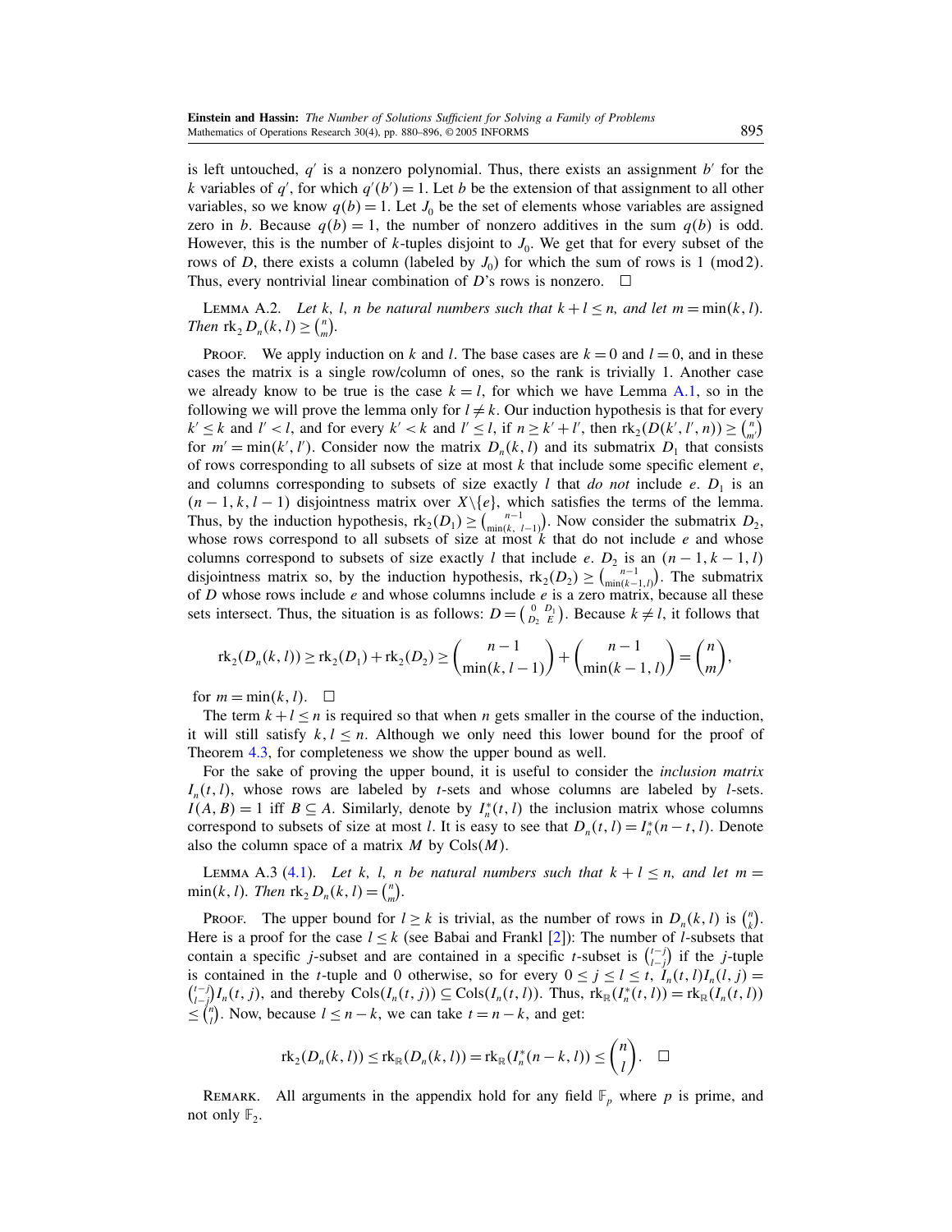is left untouched, $q'$ is a nonzero polynomial. Thus, there exists an assignment $b'$ for the $k$ variables of $q'$, for which $q'(b') = 1$. Let $b$ be the extension of that assignment to all other variables, so we know $q(b) = 1$. Let $J_0$ be the set of elements whose variables are assigned zero in $b$. Because $q(b) = 1$, the number of nonzero additives in the sum $q(b)$ is odd. However, this is the number of $k$-tuples disjoint to $J_0$. We get that for every subset of the rows of $D$, there exists a column (labeled by $J_0$) for which the sum of rows is 1 (mod 2). Thus, every nontrivial linear combination of $D$'s rows is nonzero. $\square$

Lemma A.2. *Let $k$, $l$, $n$ be natural numbers such that $k + l \leq n$, and let $m = \min(k, l)$. Then $\operatorname{rk}_2 D_n(k, l) \geq \binom{n}{m}$.*

Proof. We apply induction on $k$ and $l$. The base cases are $k = 0$ and $l = 0$, and in these cases the matrix is a single row/column of ones, so the rank is trivially 1. Another case we already know to be true is the case $k = l$, for which we have Lemma A.1, so in the following we will prove the lemma only for $l \neq k$. Our induction hypothesis is that for every $k' \leq k$ and $l' < l$, and for every $k' < k$ and $l' \leq l$, if $n \geq k' + l'$, then $\operatorname{rk}_2(D(k', l', n)) \geq \binom{n}{m'}$ for $m' = \min(k', l')$. Consider now the matrix $D_n(k, l)$ and its submatrix $D_1$ that consists of rows corresponding to all subsets of size at most $k$ that include some specific element $e$, and columns corresponding to subsets of size exactly $l$ that *do not* include $e$. $D_1$ is an $(n-1, k, l-1)$ disjointness matrix over $X \setminus \{e\}$, which satisfies the terms of the lemma. Thus, by the induction hypothesis, $\operatorname{rk}_2(D_1) \geq \binom{n-1}{\min(k,\, l-1)}$. Now consider the submatrix $D_2$, whose rows correspond to all subsets of size at most $k$ that do not include $e$ and whose columns correspond to subsets of size exactly $l$ that include $e$. $D_2$ is an $(n-1, k-1, l)$ disjointness matrix so, by the induction hypothesis, $\operatorname{rk}_2(D_2) \geq \binom{n-1}{\min(k-1, l)}$. The submatrix of $D$ whose rows include $e$ and whose columns include $e$ is a zero matrix, because all these sets intersect. Thus, the situation is as follows: $D = \begin{pmatrix} 0 & D_1 \\ D_2 & E \end{pmatrix}$. Because $k \neq l$, it follows that

$$\operatorname{rk}_2(D_n(k, l)) \geq \operatorname{rk}_2(D_1) + \operatorname{rk}_2(D_2) \geq \binom{n-1}{\min(k, l-1)} + \binom{n-1}{\min(k-1, l)} = \binom{n}{m},$$

for $m = \min(k, l)$. $\square$

The term $k + l \leq n$ is required so that when $n$ gets smaller in the course of the induction, it will still satisfy $k, l \leq n$. Although we only need this lower bound for the proof of Theorem 4.3, for completeness we show the upper bound as well.

For the sake of proving the upper bound, it is useful to consider the *inclusion matrix* $I_n(t, l)$, whose rows are labeled by $t$-sets and whose columns are labeled by $l$-sets. $I(A, B) = 1$ iff $B \subseteq A$. Similarly, denote by $I_n^*(t, l)$ the inclusion matrix whose columns correspond to subsets of size at most $l$. It is easy to see that $D_n(t, l) = I_n^*(n-t, l)$. Denote also the column space of a matrix $M$ by $\operatorname{Cols}(M)$.

Lemma A.3 (4.1). *Let $k$, $l$, $n$ be natural numbers such that $k + l \leq n$, and let $m = \min(k, l)$. Then $\operatorname{rk}_2 D_n(k, l) = \binom{n}{m}$.*

Proof. The upper bound for $l \geq k$ is trivial, as the number of rows in $D_n(k, l)$ is $\binom{n}{k}$. Here is a proof for the case $l \leq k$ (see Babai and Frankl [2]): The number of $l$-subsets that contain a specific $j$-subset and are contained in a specific $t$-subset is $\binom{t-j}{l-j}$ if the $j$-tuple is contained in the $t$-tuple and 0 otherwise, so for every $0 \leq j \leq l \leq t$, $I_n(t, l) I_n(l, j) = \binom{t-j}{l-j} I_n(t, j)$, and thereby $\operatorname{Cols}(I_n(t, j)) \subseteq \operatorname{Cols}(I_n(t, l))$. Thus, $\operatorname{rk}_{\mathbb{R}}(I_n^*(t, l)) = \operatorname{rk}_{\mathbb{R}}(I_n(t, l)) \leq \binom{n}{l}$. Now, because $l \leq n - k$, we can take $t = n - k$, and get:

$$\operatorname{rk}_2(D_n(k, l)) \leq \operatorname{rk}_{\mathbb{R}}(D_n(k, l)) = \operatorname{rk}_{\mathbb{R}}(I_n^*(n-k, l)) \leq \binom{n}{l}. \quad \square$$

Remark. All arguments in the appendix hold for any field $\mathbb{F}_p$ where $p$ is prime, and not only $\mathbb{F}_2$.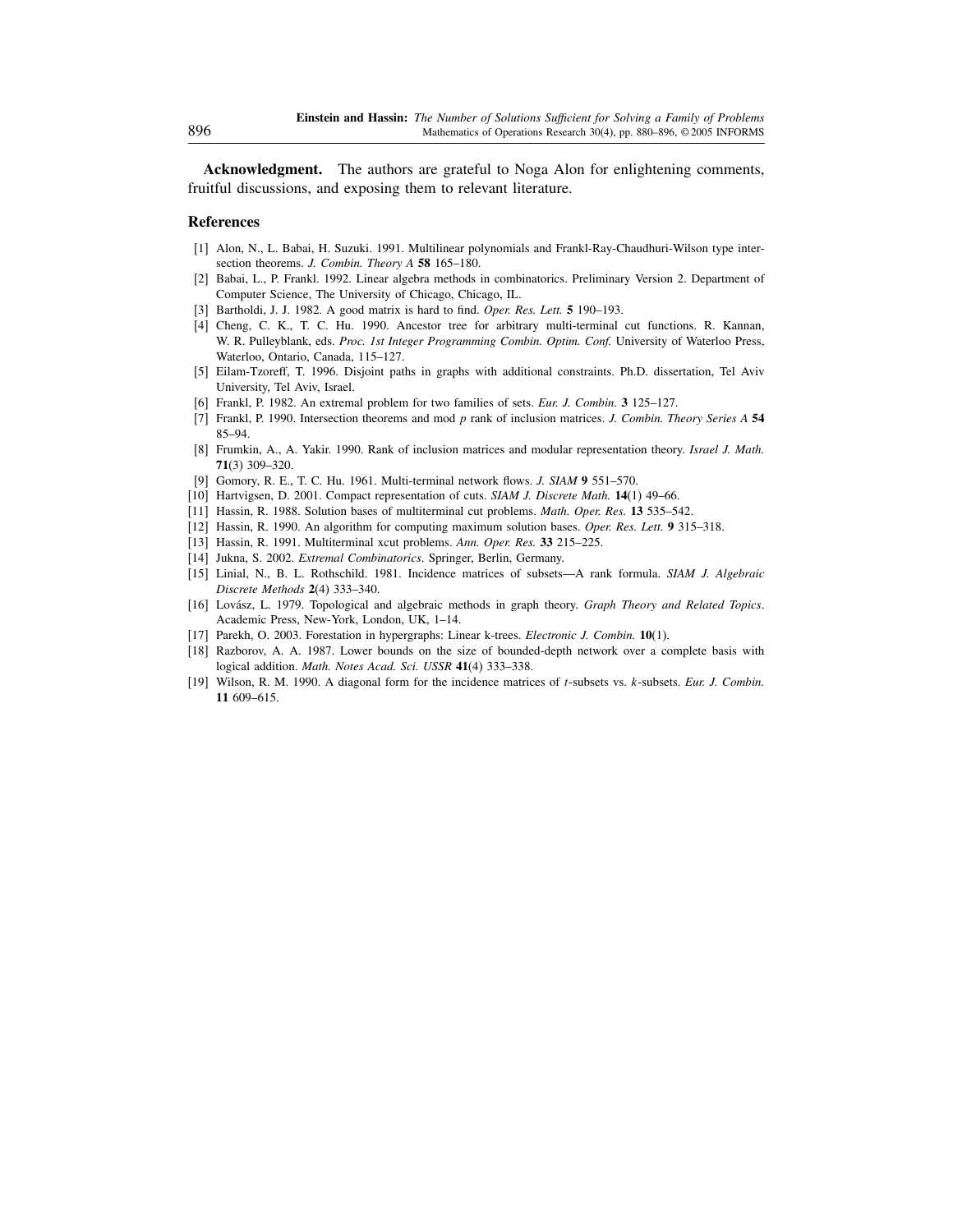**Acknowledgment.** The authors are grateful to Noga Alon for enlightening comments, fruitful discussions, and exposing them to relevant literature.

## References

[1] Alon, N., L. Babai, H. Suzuki. 1991. Multilinear polynomials and Frankl-Ray-Chaudhuri-Wilson type intersection theorems. *J. Combin. Theory A* **58** 165–180.

[2] Babai, L., P. Frankl. 1992. Linear algebra methods in combinatorics. Preliminary Version 2. Department of Computer Science, The University of Chicago, Chicago, IL.

[3] Bartholdi, J. J. 1982. A good matrix is hard to find. *Oper. Res. Lett.* **5** 190–193.

[4] Cheng, C. K., T. C. Hu. 1990. Ancestor tree for arbitrary multi-terminal cut functions. R. Kannan, W. R. Pulleyblank, eds. *Proc. 1st Integer Programming Combin. Optim. Conf.* University of Waterloo Press, Waterloo, Ontario, Canada, 115–127.

[5] Eilam-Tzoreff, T. 1996. Disjoint paths in graphs with additional constraints. Ph.D. dissertation, Tel Aviv University, Tel Aviv, Israel.

[6] Frankl, P. 1982. An extremal problem for two families of sets. *Eur. J. Combin.* **3** 125–127.

[7] Frankl, P. 1990. Intersection theorems and mod *p* rank of inclusion matrices. *J. Combin. Theory Series A* **54** 85–94.

[8] Frumkin, A., A. Yakir. 1990. Rank of inclusion matrices and modular representation theory. *Israel J. Math.* **71**(3) 309–320.

[9] Gomory, R. E., T. C. Hu. 1961. Multi-terminal network flows. *J. SIAM* **9** 551–570.

[10] Hartvigsen, D. 2001. Compact representation of cuts. *SIAM J. Discrete Math.* **14**(1) 49–66.

[11] Hassin, R. 1988. Solution bases of multiterminal cut problems. *Math. Oper. Res.* **13** 535–542.

[12] Hassin, R. 1990. An algorithm for computing maximum solution bases. *Oper. Res. Lett.* **9** 315–318.

[13] Hassin, R. 1991. Multiterminal xcut problems. *Ann. Oper. Res.* **33** 215–225.

[14] Jukna, S. 2002. *Extremal Combinatorics*. Springer, Berlin, Germany.

[15] Linial, N., B. L. Rothschild. 1981. Incidence matrices of subsets—A rank formula. *SIAM J. Algebraic Discrete Methods* **2**(4) 333–340.

[16] Lovász, L. 1979. Topological and algebraic methods in graph theory. *Graph Theory and Related Topics*. Academic Press, New-York, London, UK, 1–14.

[17] Parekh, O. 2003. Forestation in hypergraphs: Linear k-trees. *Electronic J. Combin.* **10**(1).

[18] Razborov, A. A. 1987. Lower bounds on the size of bounded-depth network over a complete basis with logical addition. *Math. Notes Acad. Sci. USSR* **41**(4) 333–338.

[19] Wilson, R. M. 1990. A diagonal form for the incidence matrices of $t$-subsets vs. $k$-subsets. *Eur. J. Combin.* **11** 609–615.